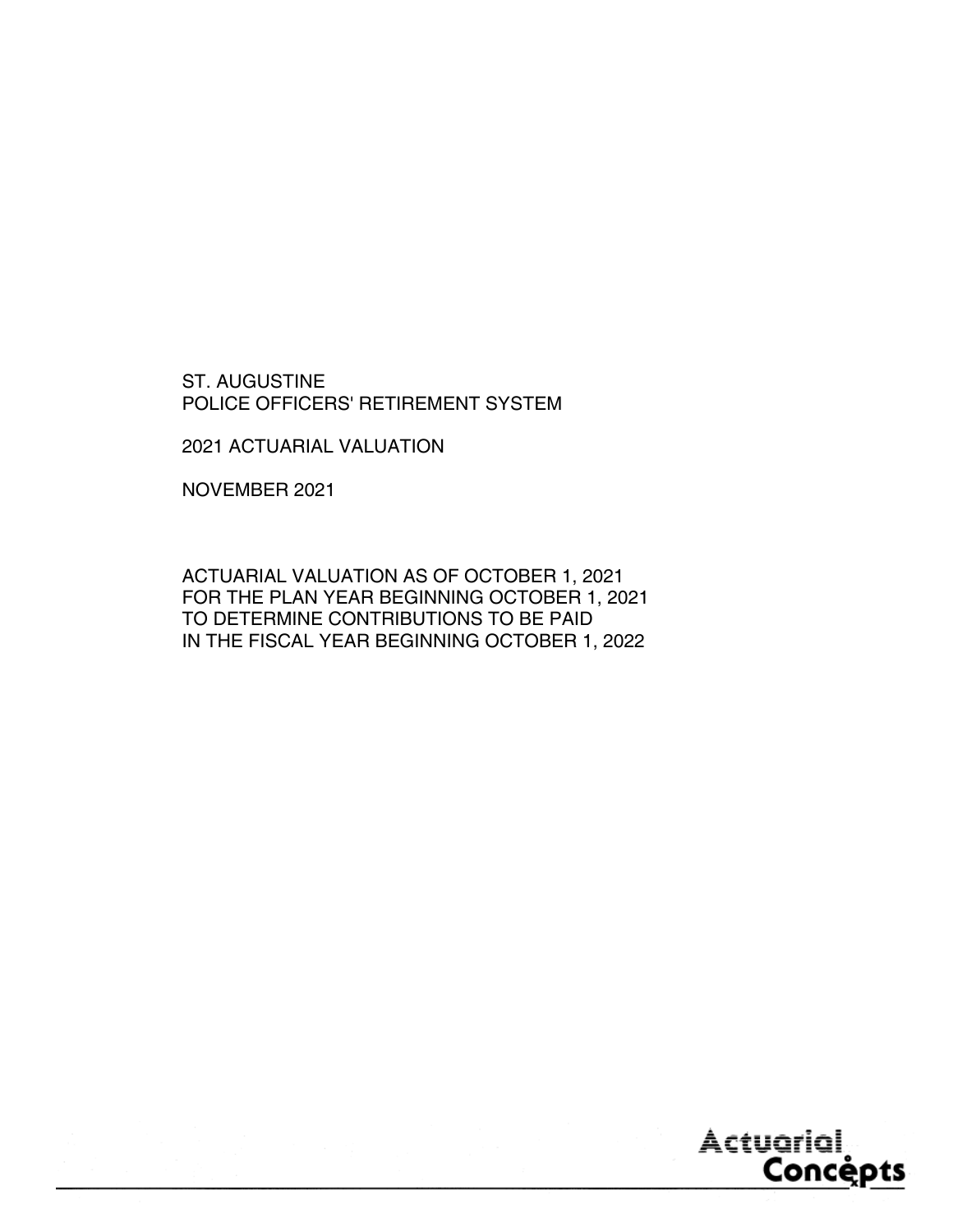ST. AUGUSTINE
POLICE OFFICERS' RETIREMENT SYSTEM

2021 ACTUARIAL VALUATION

NOVEMBER 2021

ACTUARIAL VALUATION AS OF OCTOBER 1, 2021
FOR THE PLAN YEAR BEGINNING OCTOBER 1, 2021
TO DETERMINE CONTRIBUTIONS TO BE PAID
IN THE FISCAL YEAR BEGINNING OCTOBER 1, 2022

Actuarial Concepts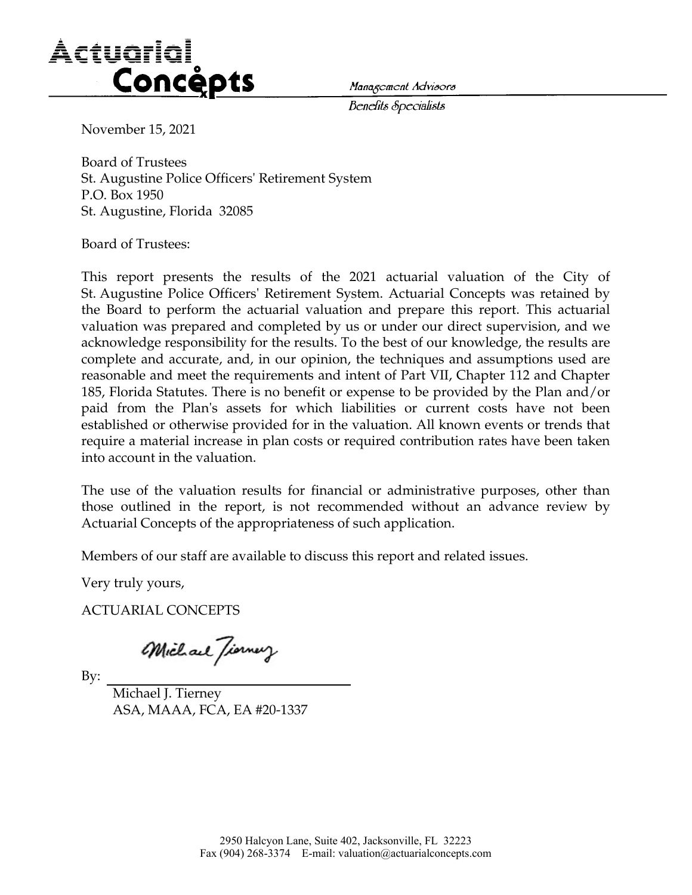Actuarial Concepts

*Management Advisors*

*Benefits Specialists*

November 15, 2021

Board of Trustees
St. Augustine Police Officers' Retirement System
P.O. Box 1950
St. Augustine, Florida 32085

Board of Trustees:

This report presents the results of the 2021 actuarial valuation of the City of St. Augustine Police Officers' Retirement System. Actuarial Concepts was retained by the Board to perform the actuarial valuation and prepare this report. This actuarial valuation was prepared and completed by us or under our direct supervision, and we acknowledge responsibility for the results. To the best of our knowledge, the results are complete and accurate, and, in our opinion, the techniques and assumptions used are reasonable and meet the requirements and intent of Part VII, Chapter 112 and Chapter 185, Florida Statutes. There is no benefit or expense to be provided by the Plan and/or paid from the Plan's assets for which liabilities or current costs have not been established or otherwise provided for in the valuation. All known events or trends that require a material increase in plan costs or required contribution rates have been taken into account in the valuation.

The use of the valuation results for financial or administrative purposes, other than those outlined in the report, is not recommended without an advance review by Actuarial Concepts of the appropriateness of such application.

Members of our staff are available to discuss this report and related issues.

Very truly yours,

ACTUARIAL CONCEPTS

By: ______________________________

Michael J. Tierney
ASA, MAAA, FCA, EA #20-1337

2950 Halcyon Lane, Suite 402, Jacksonville, FL 32223
Fax (904) 268-3374 E-mail: valuation@actuarialconcepts.com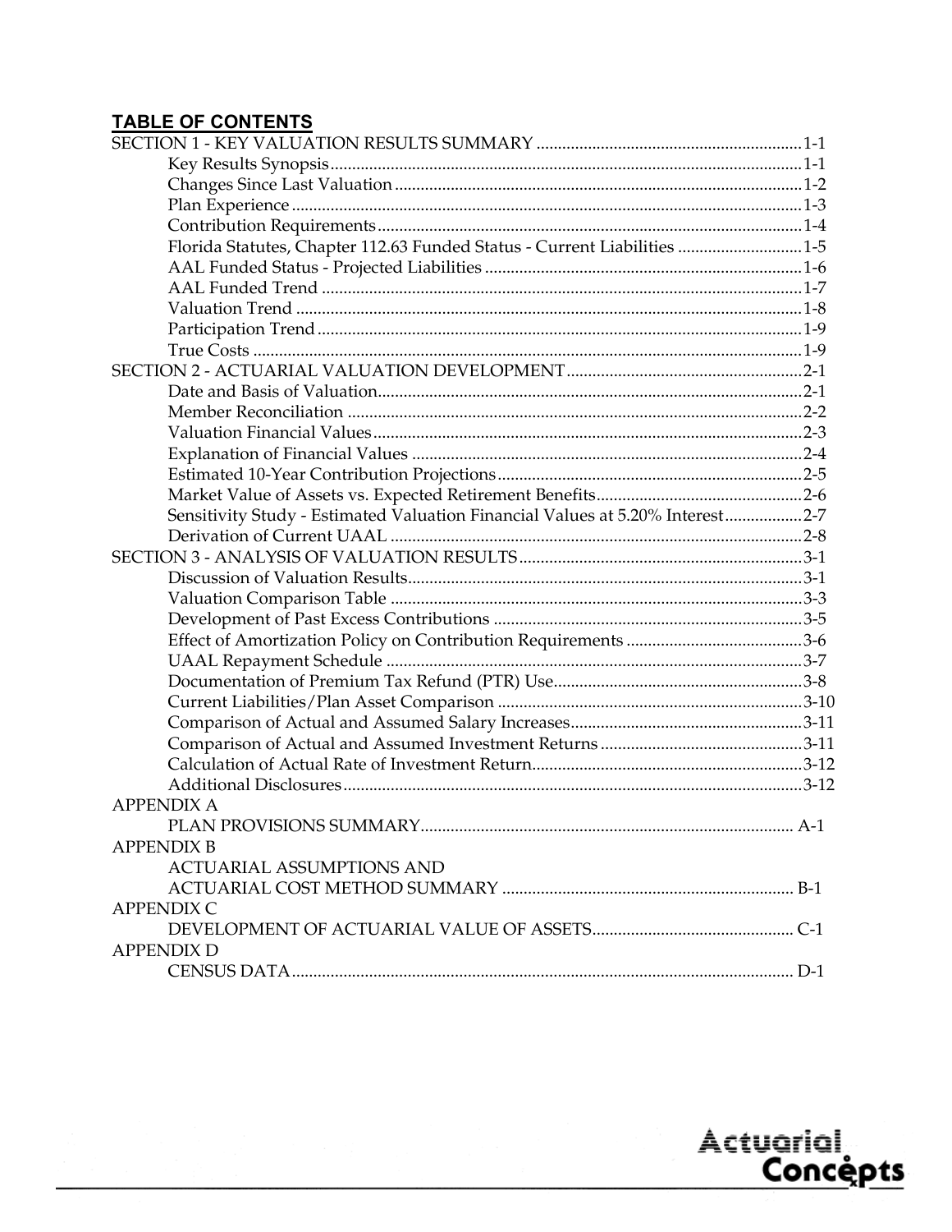## TABLE OF CONTENTS

| | |
|---|---|
| SECTION 1 - KEY VALUATION RESULTS SUMMARY | 1-1 |
| Key Results Synopsis | 1-1 |
| Changes Since Last Valuation | 1-2 |
| Plan Experience | 1-3 |
| Contribution Requirements | 1-4 |
| Florida Statutes, Chapter 112.63 Funded Status - Current Liabilities | 1-5 |
| AAL Funded Status - Projected Liabilities | 1-6 |
| AAL Funded Trend | 1-7 |
| Valuation Trend | 1-8 |
| Participation Trend | 1-9 |
| True Costs | 1-9 |
| SECTION 2 - ACTUARIAL VALUATION DEVELOPMENT | 2-1 |
| Date and Basis of Valuation | 2-1 |
| Member Reconciliation | 2-2 |
| Valuation Financial Values | 2-3 |
| Explanation of Financial Values | 2-4 |
| Estimated 10-Year Contribution Projections | 2-5 |
| Market Value of Assets vs. Expected Retirement Benefits | 2-6 |
| Sensitivity Study - Estimated Valuation Financial Values at 5.20% Interest | 2-7 |
| Derivation of Current UAAL | 2-8 |
| SECTION 3 - ANALYSIS OF VALUATION RESULTS | 3-1 |
| Discussion of Valuation Results | 3-1 |
| Valuation Comparison Table | 3-3 |
| Development of Past Excess Contributions | 3-5 |
| Effect of Amortization Policy on Contribution Requirements | 3-6 |
| UAAL Repayment Schedule | 3-7 |
| Documentation of Premium Tax Refund (PTR) Use | 3-8 |
| Current Liabilities/Plan Asset Comparison | 3-10 |
| Comparison of Actual and Assumed Salary Increases | 3-11 |
| Comparison of Actual and Assumed Investment Returns | 3-11 |
| Calculation of Actual Rate of Investment Return | 3-12 |
| Additional Disclosures | 3-12 |
| APPENDIX A | |
| PLAN PROVISIONS SUMMARY | A-1 |
| APPENDIX B | |
| ACTUARIAL ASSUMPTIONS AND ACTUARIAL COST METHOD SUMMARY | B-1 |
| APPENDIX C | |
| DEVELOPMENT OF ACTUARIAL VALUE OF ASSETS | C-1 |
| APPENDIX D | |
| CENSUS DATA | D-1 |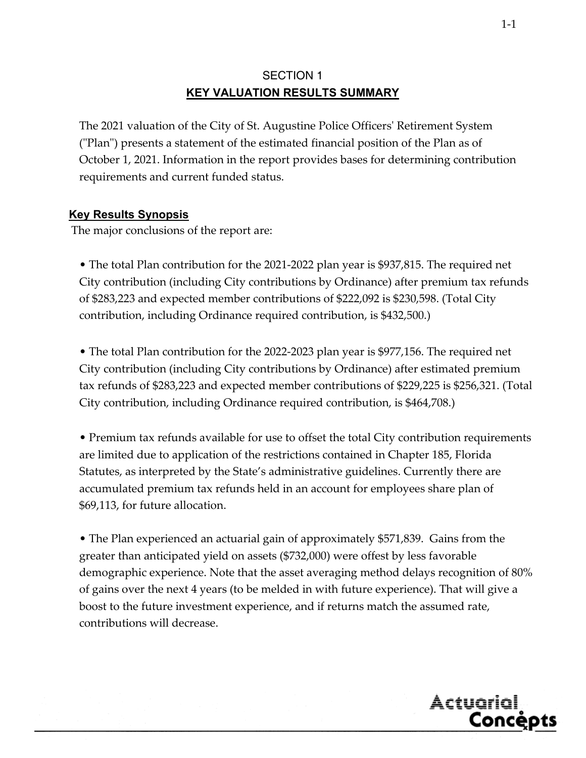# SECTION 1

## KEY VALUATION RESULTS SUMMARY

The 2021 valuation of the City of St. Augustine Police Officers' Retirement System ("Plan") presents a statement of the estimated financial position of the Plan as of October 1, 2021. Information in the report provides bases for determining contribution requirements and current funded status.

### Key Results Synopsis

The major conclusions of the report are:

- The total Plan contribution for the 2021-2022 plan year is $937,815. The required net City contribution (including City contributions by Ordinance) after premium tax refunds of $283,223 and expected member contributions of $222,092 is $230,598. (Total City contribution, including Ordinance required contribution, is $432,500.)

- The total Plan contribution for the 2022-2023 plan year is $977,156. The required net City contribution (including City contributions by Ordinance) after estimated premium tax refunds of $283,223 and expected member contributions of $229,225 is $256,321. (Total City contribution, including Ordinance required contribution, is $464,708.)

- Premium tax refunds available for use to offset the total City contribution requirements are limited due to application of the restrictions contained in Chapter 185, Florida Statutes, as interpreted by the State's administrative guidelines. Currently there are accumulated premium tax refunds held in an account for employees share plan of $69,113, for future allocation.

- The Plan experienced an actuarial gain of approximately $571,839. Gains from the greater than anticipated yield on assets ($732,000) were offest by less favorable demographic experience. Note that the asset averaging method delays recognition of 80% of gains over the next 4 years (to be melded in with future experience). That will give a boost to the future investment experience, and if returns match the assumed rate, contributions will decrease.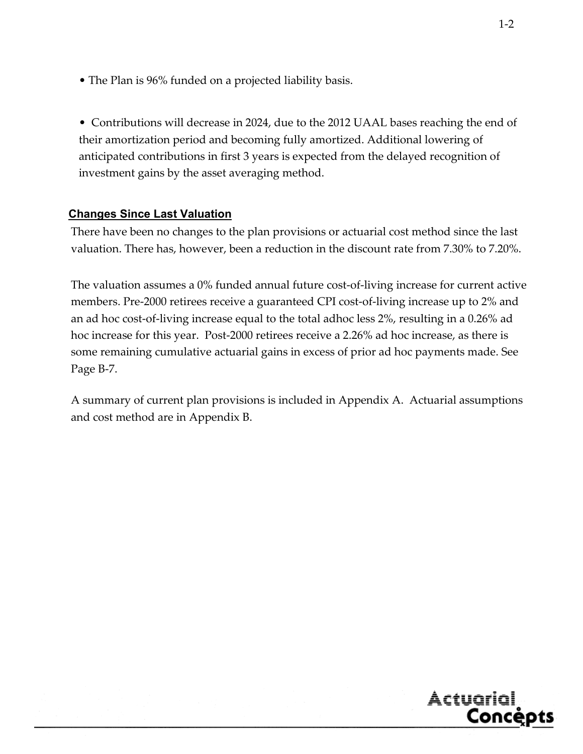- The Plan is 96% funded on a projected liability basis.

- Contributions will decrease in 2024, due to the 2012 UAAL bases reaching the end of their amortization period and becoming fully amortized. Additional lowering of anticipated contributions in first 3 years is expected from the delayed recognition of investment gains by the asset averaging method.

## Changes Since Last Valuation

There have been no changes to the plan provisions or actuarial cost method since the last valuation. There has, however, been a reduction in the discount rate from 7.30% to 7.20%.

The valuation assumes a 0% funded annual future cost-of-living increase for current active members. Pre-2000 retirees receive a guaranteed CPI cost-of-living increase up to 2% and an ad hoc cost-of-living increase equal to the total adhoc less 2%, resulting in a 0.26% ad hoc increase for this year. Post-2000 retirees receive a 2.26% ad hoc increase, as there is some remaining cumulative actuarial gains in excess of prior ad hoc payments made. See Page B-7.

A summary of current plan provisions is included in Appendix A. Actuarial assumptions and cost method are in Appendix B.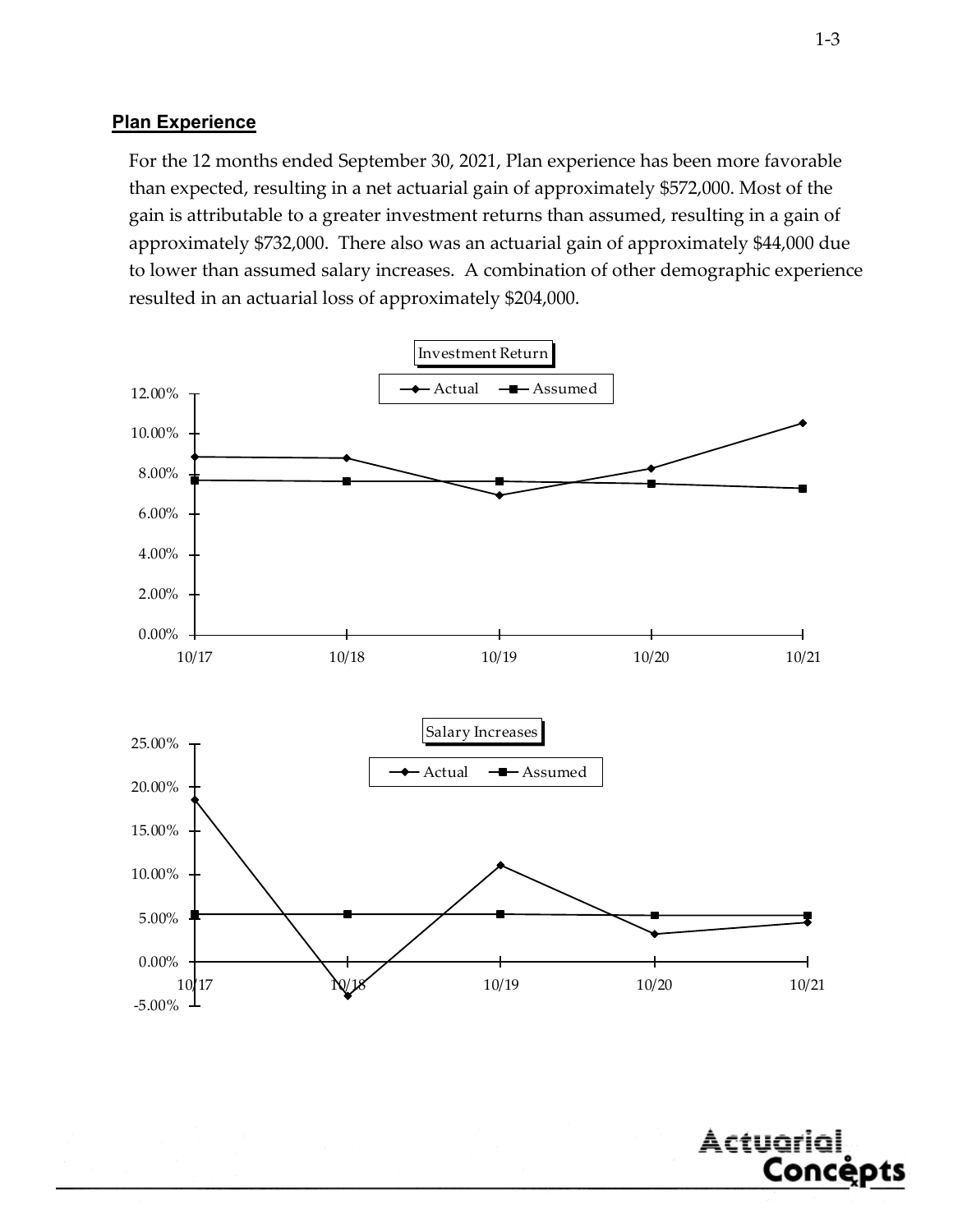## Plan Experience

For the 12 months ended September 30, 2021, Plan experience has been more favorable than expected, resulting in a net actuarial gain of approximately $572,000. Most of the gain is attributable to a greater investment returns than assumed, resulting in a gain of approximately $732,000. There also was an actuarial gain of approximately $44,000 due to lower than assumed salary increases. A combination of other demographic experience resulted in an actuarial loss of approximately $204,000.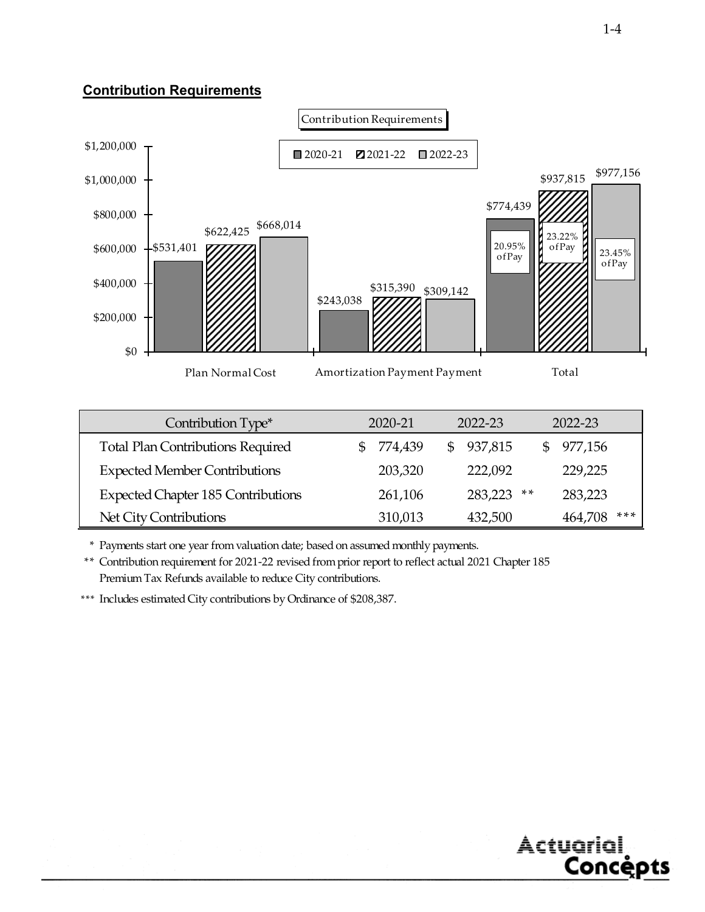## Contribution Requirements

Contribution Requirements

| | 2020-21 | 2021-22 | 2022-23 |
|---|---|---|---|
| Plan Normal Cost | $531,401 | $622,425 | $668,014 |
| Amortization Payment Payment | $243,038 | $315,390 | $309,142 |
| Total | $774,439 (20.95% of Pay) | $937,815 (23.22% of Pay) | $977,156 (23.45% of Pay) |

| Contribution Type* | 2020-21 | 2022-23 | 2022-23 |
|---|---|---|---|
| Total Plan Contributions Required | $ 774,439 | $ 937,815 | $ 977,156 |
| Expected Member Contributions | 203,320 | 222,092 | 229,225 |
| Expected Chapter 185 Contributions | 261,106 | 283,223 ** | 283,223 |
| Net City Contributions | 310,013 | 432,500 | 464,708 *** |

\* Payments start one year from valuation date; based on assumed monthly payments.

\** Contribution requirement for 2021-22 revised from prior report to reflect actual 2021 Chapter 185 Premium Tax Refunds available to reduce City contributions.

\*** Includes estimated City contributions by Ordinance of $208,387.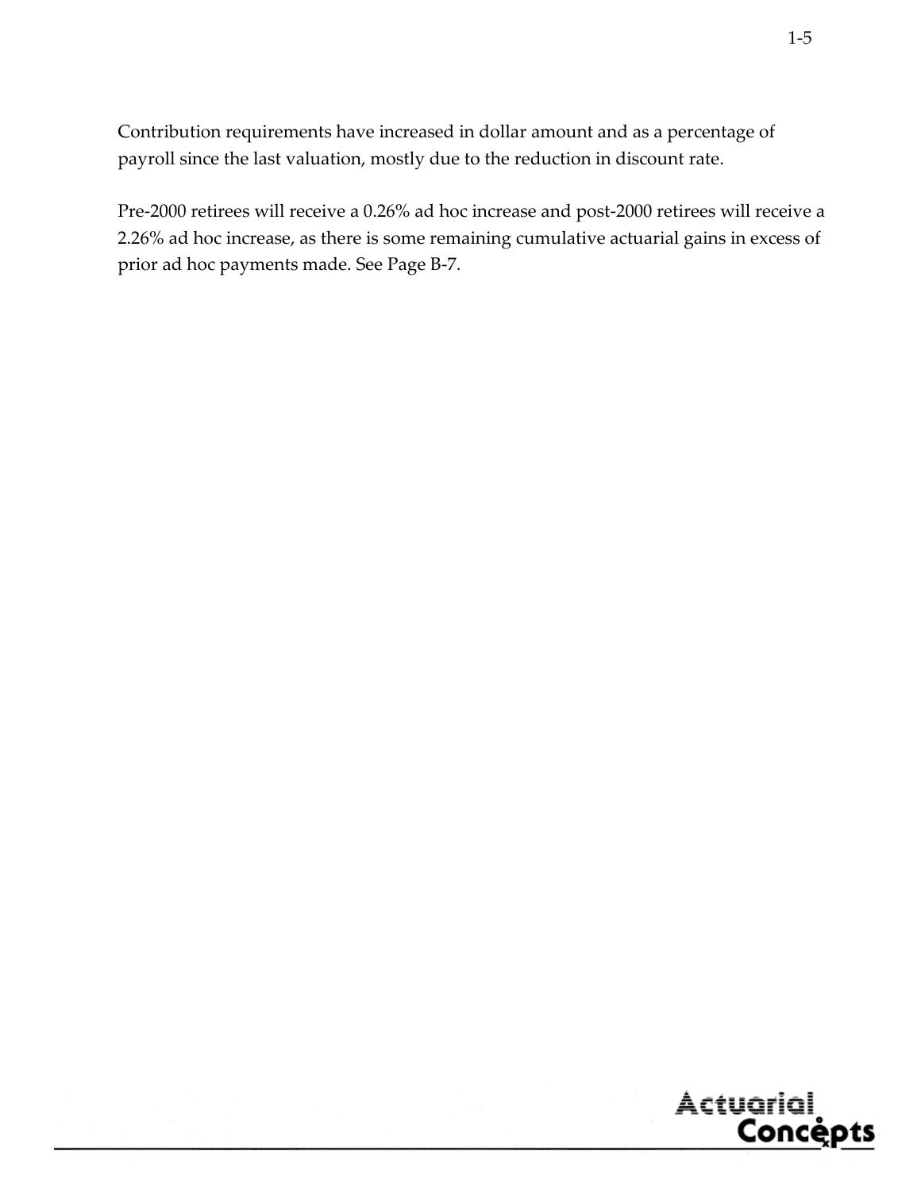Contribution requirements have increased in dollar amount and as a percentage of payroll since the last valuation, mostly due to the reduction in discount rate.

Pre-2000 retirees will receive a 0.26% ad hoc increase and post-2000 retirees will receive a 2.26% ad hoc increase, as there is some remaining cumulative actuarial gains in excess of prior ad hoc payments made. See Page B-7.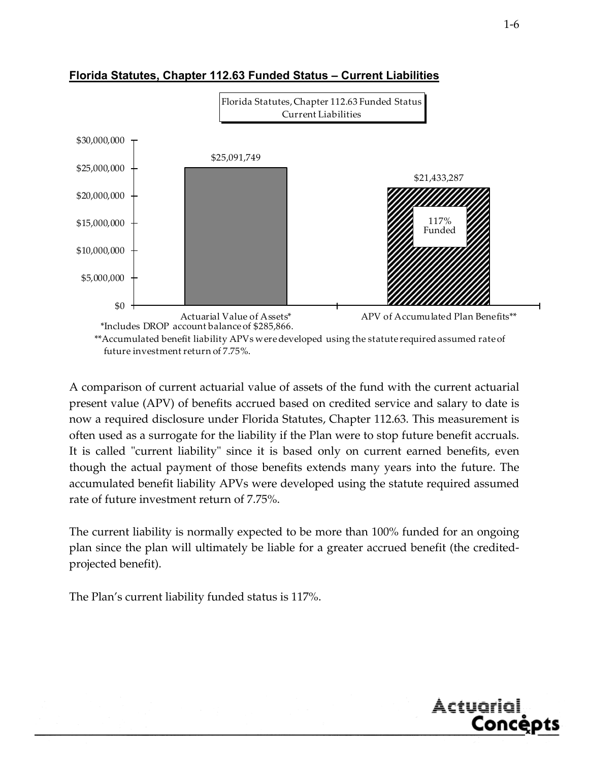## Florida Statutes, Chapter 112.63 Funded Status – Current Liabilities

Florida Statutes, Chapter 112.63 Funded Status
Current Liabilities

| | Actuarial Value of Assets* | APV of Accumulated Plan Benefits** |
|---|---|---|
| Amount | $25,091,749 | $21,433,287 |

117% Funded

*Includes DROP account balance of $285,866.

**Accumulated benefit liability APVs were developed using the statute required assumed rate of future investment return of 7.75%.

A comparison of current actuarial value of assets of the fund with the current actuarial present value (APV) of benefits accrued based on credited service and salary to date is now a required disclosure under Florida Statutes, Chapter 112.63. This measurement is often used as a surrogate for the liability if the Plan were to stop future benefit accruals. It is called "current liability" since it is based only on current earned benefits, even though the actual payment of those benefits extends many years into the future. The accumulated benefit liability APVs were developed using the statute required assumed rate of future investment return of 7.75%.

The current liability is normally expected to be more than 100% funded for an ongoing plan since the plan will ultimately be liable for a greater accrued benefit (the credited-projected benefit).

The Plan's current liability funded status is 117%.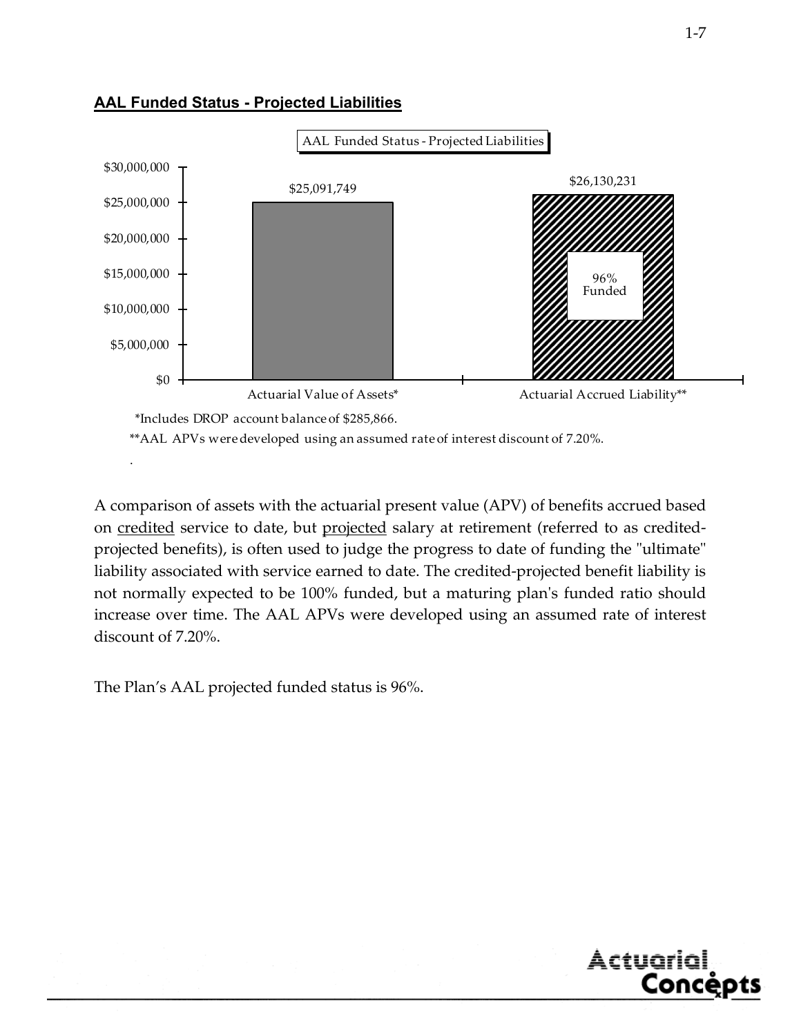## AAL Funded Status - Projected Liabilities

AAL Funded Status - Projected Liabilities

| | Actuarial Value of Assets* | Actuarial Accrued Liability** |
|---|---|---|
| Amount | $25,091,749 | $26,130,231 |
| | | 96% Funded |

*Includes DROP account balance of $285,866.

**AAL APVs were developed using an assumed rate of interest discount of 7.20%.

A comparison of assets with the actuarial present value (APV) of benefits accrued based on <u>credited</u> service to date, but <u>projected</u> salary at retirement (referred to as credited-projected benefits), is often used to judge the progress to date of funding the "ultimate" liability associated with service earned to date. The credited-projected benefit liability is not normally expected to be 100% funded, but a maturing plan's funded ratio should increase over time. The AAL APVs were developed using an assumed rate of interest discount of 7.20%.

The Plan's AAL projected funded status is 96%.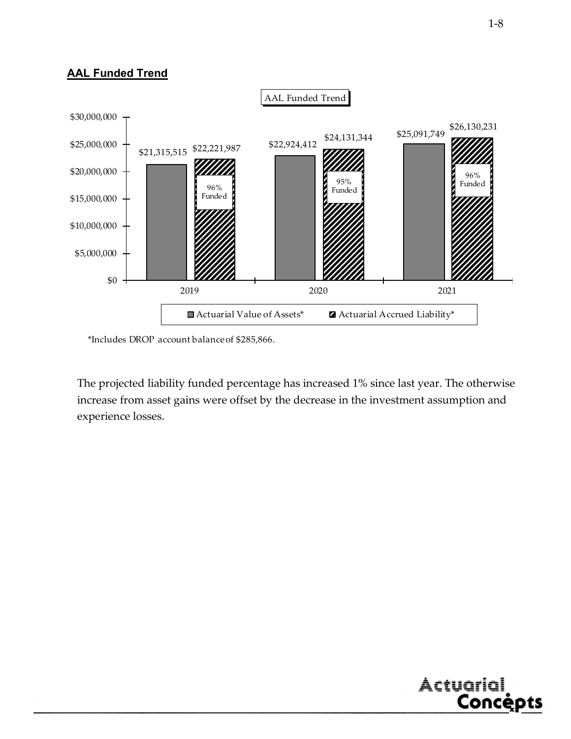## AAL Funded Trend

AAL Funded Trend

| | 2019 | 2020 | 2021 |
|---|---|---|---|
| Actuarial Value of Assets* | $21,315,515 | $22,924,412 | $25,091,749 |
| Actuarial Accrued Liability* | $22,221,987 | $24,131,344 | $26,130,231 |
| Funded | 96% | 95% | 96% |

*Includes DROP account balance of $285,866.

The projected liability funded percentage has increased 1% since last year. The otherwise increase from asset gains were offset by the decrease in the investment assumption and experience losses.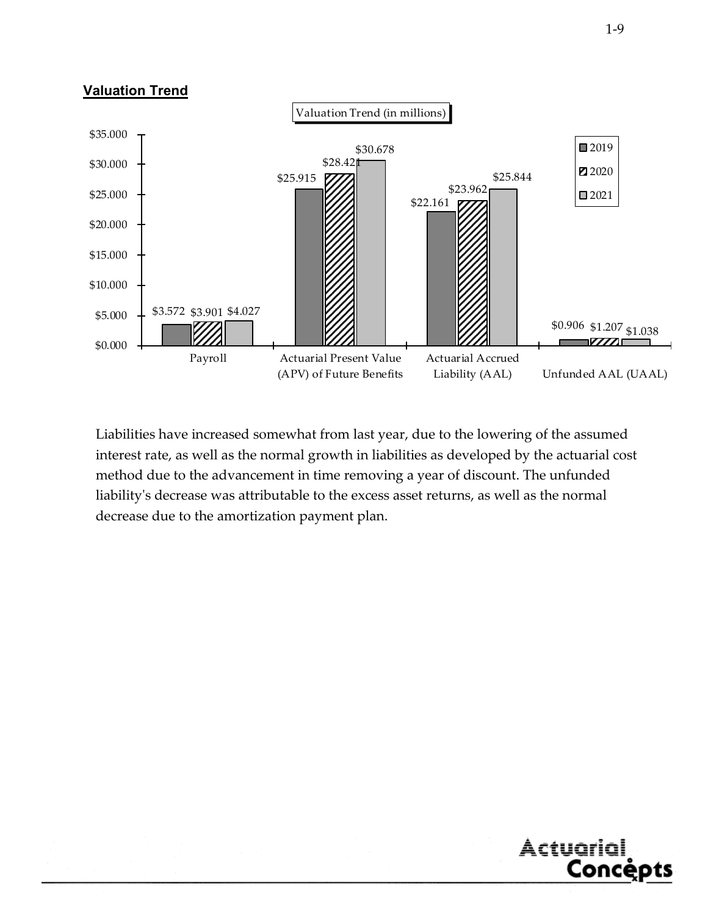## Valuation Trend

Valuation Trend (in millions)

| | 2019 | 2020 | 2021 |
|---|---|---|---|
| Payroll | $3.572 | $3.901 | $4.027 |
| Actuarial Present Value (APV) of Future Benefits | $25.915 | $28.421 | $30.678 |
| Actuarial Accrued Liability (AAL) | $22.161 | $23.962 | $25.844 |
| Unfunded AAL (UAAL) | $0.906 | $1.207 | $1.038 |

Liabilities have increased somewhat from last year, due to the lowering of the assumed interest rate, as well as the normal growth in liabilities as developed by the actuarial cost method due to the advancement in time removing a year of discount. The unfunded liability's decrease was attributable to the excess asset returns, as well as the normal decrease due to the amortization payment plan.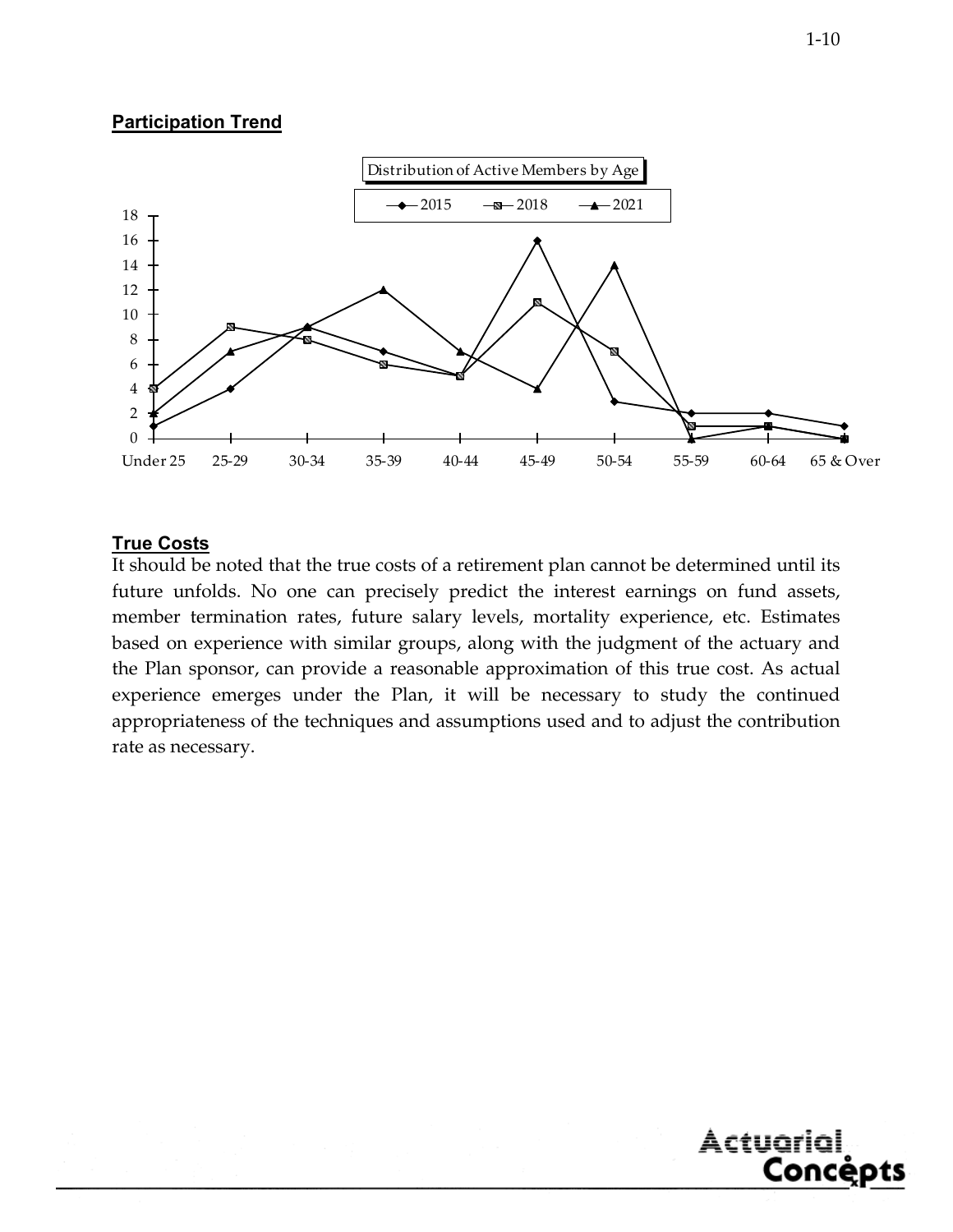## Participation Trend

## True Costs

It should be noted that the true costs of a retirement plan cannot be determined until its future unfolds. No one can precisely predict the interest earnings on fund assets, member termination rates, future salary levels, mortality experience, etc. Estimates based on experience with similar groups, along with the judgment of the actuary and the Plan sponsor, can provide a reasonable approximation of this true cost. As actual experience emerges under the Plan, it will be necessary to study the continued appropriateness of the techniques and assumptions used and to adjust the contribution rate as necessary.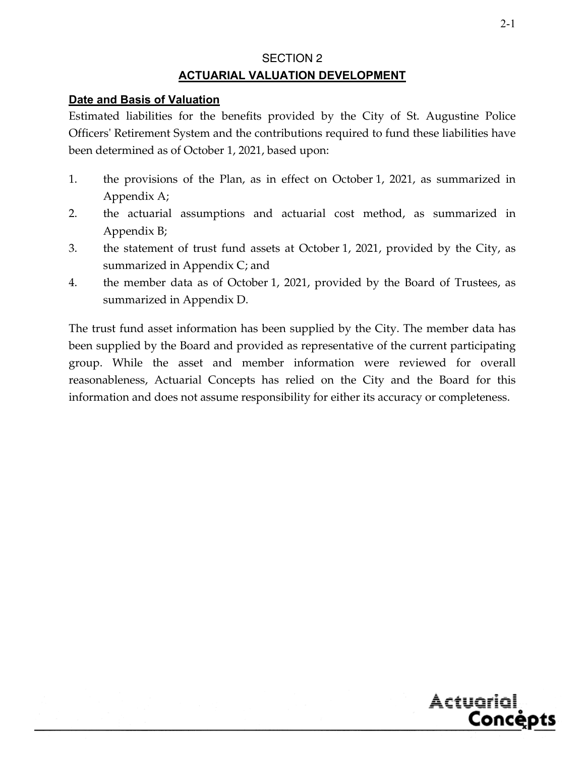# SECTION 2

## ACTUARIAL VALUATION DEVELOPMENT

### Date and Basis of Valuation

Estimated liabilities for the benefits provided by the City of St. Augustine Police Officers' Retirement System and the contributions required to fund these liabilities have been determined as of October 1, 2021, based upon:

1. the provisions of the Plan, as in effect on October 1, 2021, as summarized in Appendix A;
2. the actuarial assumptions and actuarial cost method, as summarized in Appendix B;
3. the statement of trust fund assets at October 1, 2021, provided by the City, as summarized in Appendix C; and
4. the member data as of October 1, 2021, provided by the Board of Trustees, as summarized in Appendix D.

The trust fund asset information has been supplied by the City. The member data has been supplied by the Board and provided as representative of the current participating group. While the asset and member information were reviewed for overall reasonableness, Actuarial Concepts has relied on the City and the Board for this information and does not assume responsibility for either its accuracy or completeness.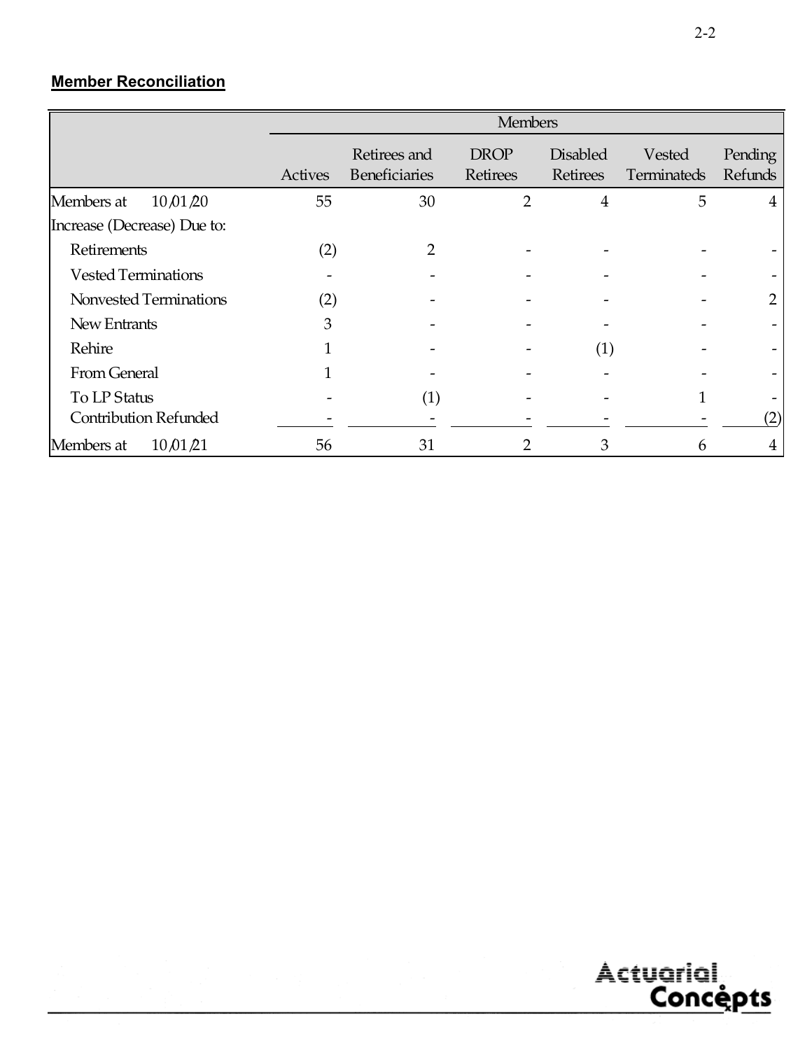## Member Reconciliation

| | Members | | | | | |
|---|---|---|---|---|---|---|
| | Actives | Retirees and Beneficiaries | DROP Retirees | Disabled Retirees | Vested Terminateds | Pending Refunds |
| Members at 10/01/20 | 55 | 30 | 2 | 4 | 5 | 4 |
| Increase (Decrease) Due to: | | | | | | |
| Retirements | (2) | 2 | - | - | - | - |
| Vested Terminations | - | - | - | - | - | - |
| Nonvested Terminations | (2) | - | - | - | - | 2 |
| New Entrants | 3 | - | - | - | - | - |
| Rehire | 1 | - | - | (1) | - | - |
| From General | 1 | - | - | - | - | - |
| To LP Status | - | (1) | - | - | 1 | - |
| Contribution Refunded | - | - | - | - | - | (2) |
| Members at 10/01/21 | 56 | 31 | 2 | 3 | 6 | 4 |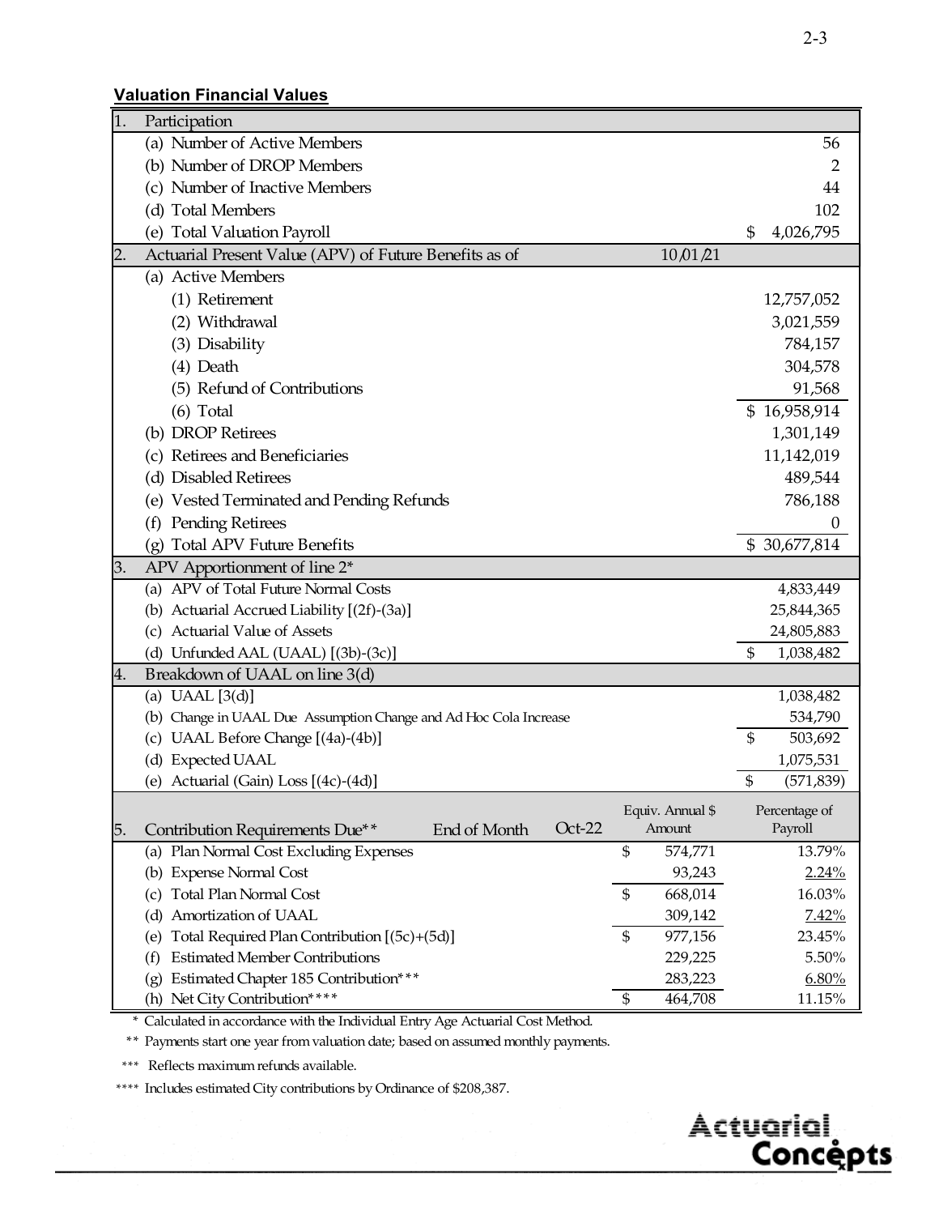**Valuation Financial Values**

| | | | |
|---|---|---|---|
| **1.** | **Participation** | | |
| | (a) Number of Active Members | | 56 |
| | (b) Number of DROP Members | | 2 |
| | (c) Number of Inactive Members | | 44 |
| | (d) Total Members | | 102 |
| | (e) Total Valuation Payroll | | $ 4,026,795 |
| **2.** | **Actuarial Present Value (APV) of Future Benefits as of** | 10/01/21 | |
| | (a) Active Members | | |
| | (1) Retirement | | 12,757,052 |
| | (2) Withdrawal | | 3,021,559 |
| | (3) Disability | | 784,157 |
| | (4) Death | | 304,578 |
| | (5) Refund of Contributions | | 91,568 |
| | (6) Total | | $ 16,958,914 |
| | (b) DROP Retirees | | 1,301,149 |
| | (c) Retirees and Beneficiaries | | 11,142,019 |
| | (d) Disabled Retirees | | 489,544 |
| | (e) Vested Terminated and Pending Refunds | | 786,188 |
| | (f) Pending Retirees | | 0 |
| | (g) Total APV Future Benefits | | $ 30,677,814 |
| **3.** | **APV Apportionment of line 2*** | | |
| | (a) APV of Total Future Normal Costs | | 4,833,449 |
| | (b) Actuarial Accrued Liability [(2f)-(3a)] | | 25,844,365 |
| | (c) Actuarial Value of Assets | | 24,805,883 |
| | (d) Unfunded AAL (UAAL) [(3b)-(3c)] | | $ 1,038,482 |
| **4.** | **Breakdown of UAAL on line 3(d)** | | |
| | (a) UAAL [3(d)] | | 1,038,482 |
| | (b) Change in UAAL Due Assumption Change and Ad Hoc Cola Increase | | 534,790 |
| | (c) UAAL Before Change [(4a)-(4b)] | | $ 503,692 |
| | (d) Expected UAAL | | 1,075,531 |
| | (e) Actuarial (Gain) Loss [(4c)-(4d)] | | $ (571,839) |

| | Contribution Requirements Due** End of Month Oct-22 | Equiv. Annual $ Amount | Percentage of Payroll |
|---|---|---|---|
| **5.** | (a) Plan Normal Cost Excluding Expenses | $ 574,771 | 13.79% |
| | (b) Expense Normal Cost | 93,243 | 2.24% |
| | (c) Total Plan Normal Cost | $ 668,014 | 16.03% |
| | (d) Amortization of UAAL | 309,142 | 7.42% |
| | (e) Total Required Plan Contribution [(5c)+(5d)] | $ 977,156 | 23.45% |
| | (f) Estimated Member Contributions | 229,225 | 5.50% |
| | (g) Estimated Chapter 185 Contribution*** | 283,223 | 6.80% |
| | (h) Net City Contribution**** | $ 464,708 | 11.15% |

\* Calculated in accordance with the Individual Entry Age Actuarial Cost Method.

** Payments start one year from valuation date; based on assumed monthly payments.

*** Reflects maximum refunds available.

**** Includes estimated City contributions by Ordinance of $208,387.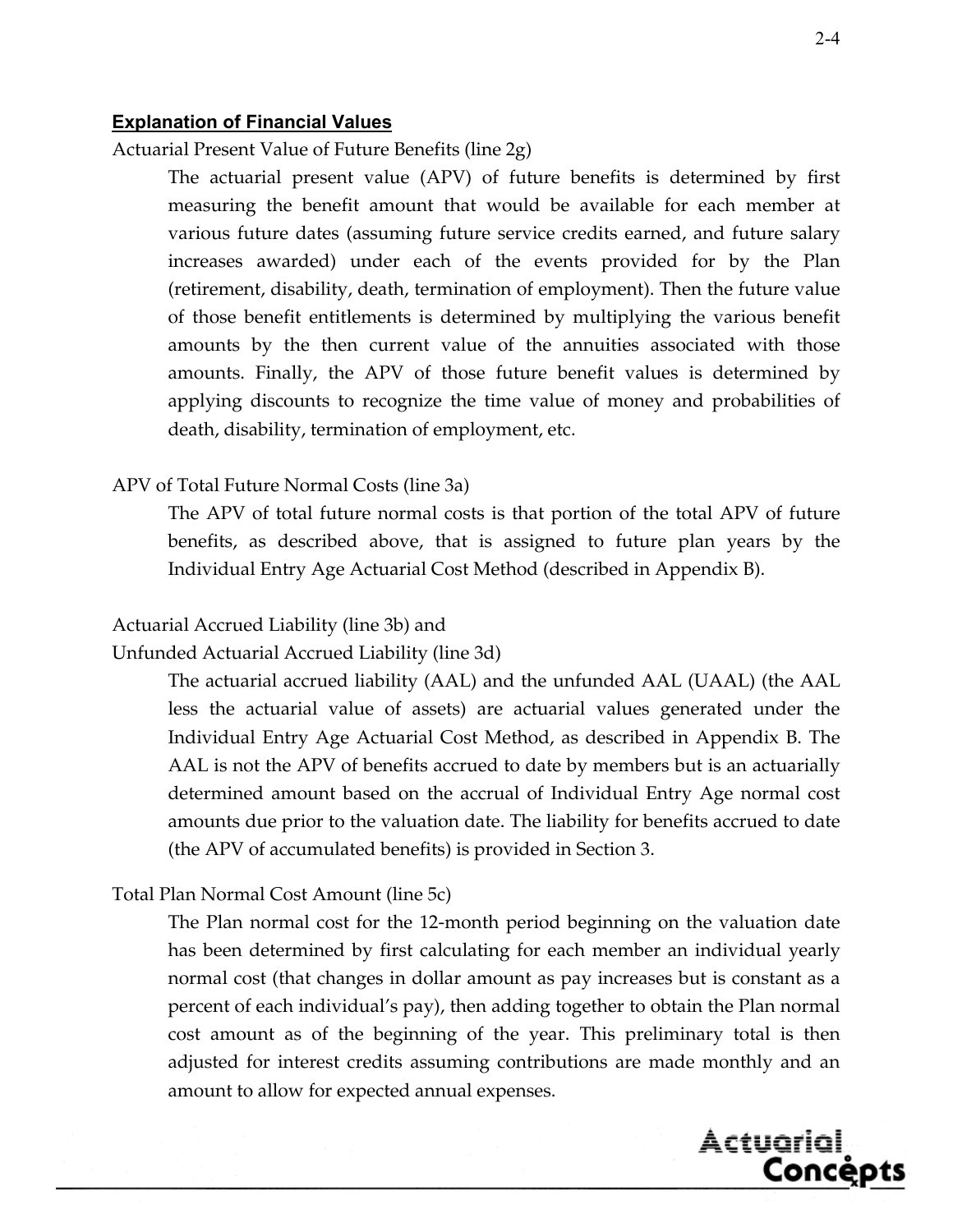## Explanation of Financial Values

Actuarial Present Value of Future Benefits (line 2g)

The actuarial present value (APV) of future benefits is determined by first measuring the benefit amount that would be available for each member at various future dates (assuming future service credits earned, and future salary increases awarded) under each of the events provided for by the Plan (retirement, disability, death, termination of employment). Then the future value of those benefit entitlements is determined by multiplying the various benefit amounts by the then current value of the annuities associated with those amounts. Finally, the APV of those future benefit values is determined by applying discounts to recognize the time value of money and probabilities of death, disability, termination of employment, etc.

APV of Total Future Normal Costs (line 3a)

The APV of total future normal costs is that portion of the total APV of future benefits, as described above, that is assigned to future plan years by the Individual Entry Age Actuarial Cost Method (described in Appendix B).

Actuarial Accrued Liability (line 3b) and
Unfunded Actuarial Accrued Liability (line 3d)

The actuarial accrued liability (AAL) and the unfunded AAL (UAAL) (the AAL less the actuarial value of assets) are actuarial values generated under the Individual Entry Age Actuarial Cost Method, as described in Appendix B. The AAL is not the APV of benefits accrued to date by members but is an actuarially determined amount based on the accrual of Individual Entry Age normal cost amounts due prior to the valuation date. The liability for benefits accrued to date (the APV of accumulated benefits) is provided in Section 3.

Total Plan Normal Cost Amount (line 5c)

The Plan normal cost for the 12-month period beginning on the valuation date has been determined by first calculating for each member an individual yearly normal cost (that changes in dollar amount as pay increases but is constant as a percent of each individual's pay), then adding together to obtain the Plan normal cost amount as of the beginning of the year. This preliminary total is then adjusted for interest credits assuming contributions are made monthly and an amount to allow for expected annual expenses.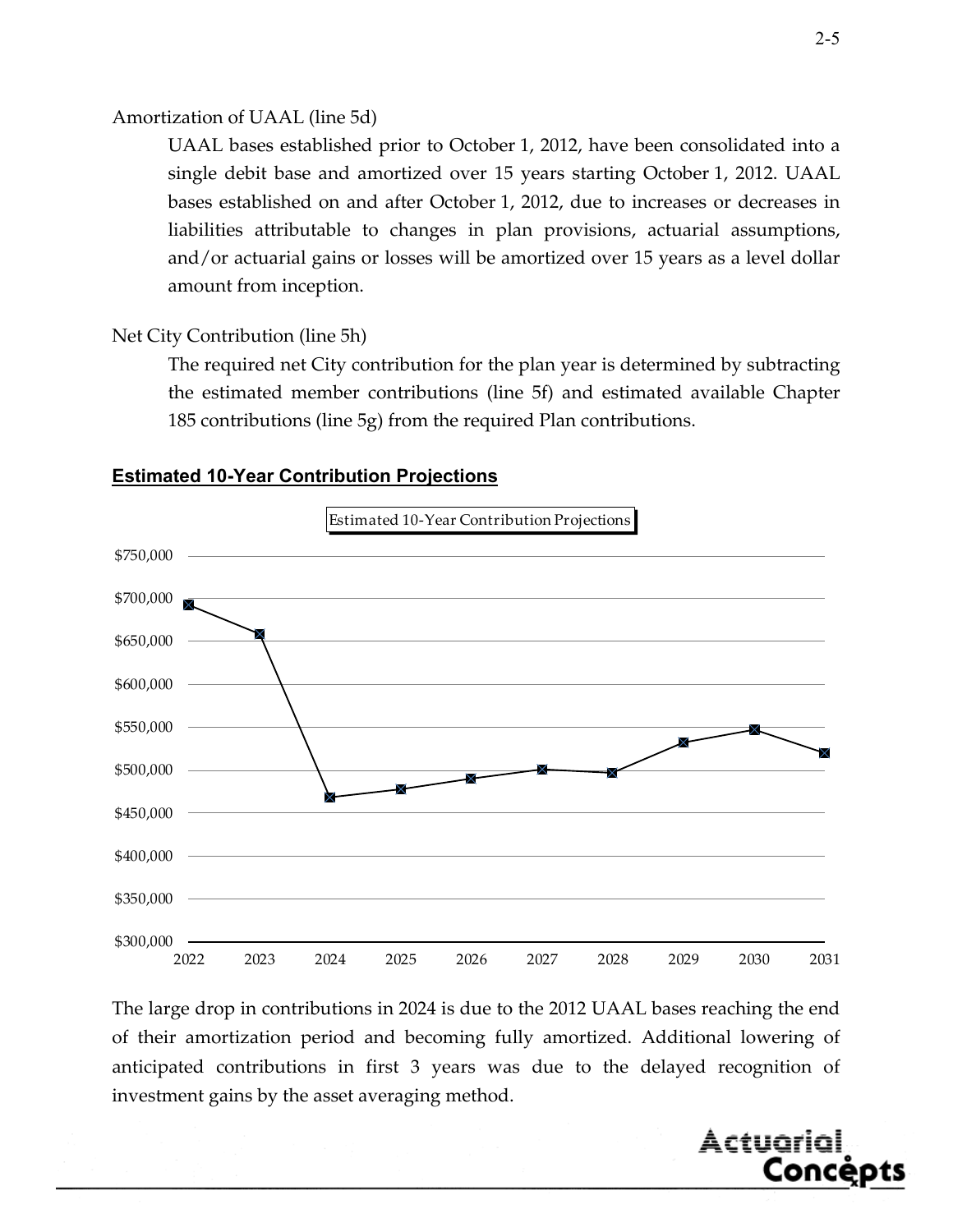Amortization of UAAL (line 5d)

UAAL bases established prior to October 1, 2012, have been consolidated into a single debit base and amortized over 15 years starting October 1, 2012. UAAL bases established on and after October 1, 2012, due to increases or decreases in liabilities attributable to changes in plan provisions, actuarial assumptions, and/or actuarial gains or losses will be amortized over 15 years as a level dollar amount from inception.

Net City Contribution (line 5h)

The required net City contribution for the plan year is determined by subtracting the estimated member contributions (line 5f) and estimated available Chapter 185 contributions (line 5g) from the required Plan contributions.

## Estimated 10-Year Contribution Projections

The large drop in contributions in 2024 is due to the 2012 UAAL bases reaching the end of their amortization period and becoming fully amortized. Additional lowering of anticipated contributions in first 3 years was due to the delayed recognition of investment gains by the asset averaging method.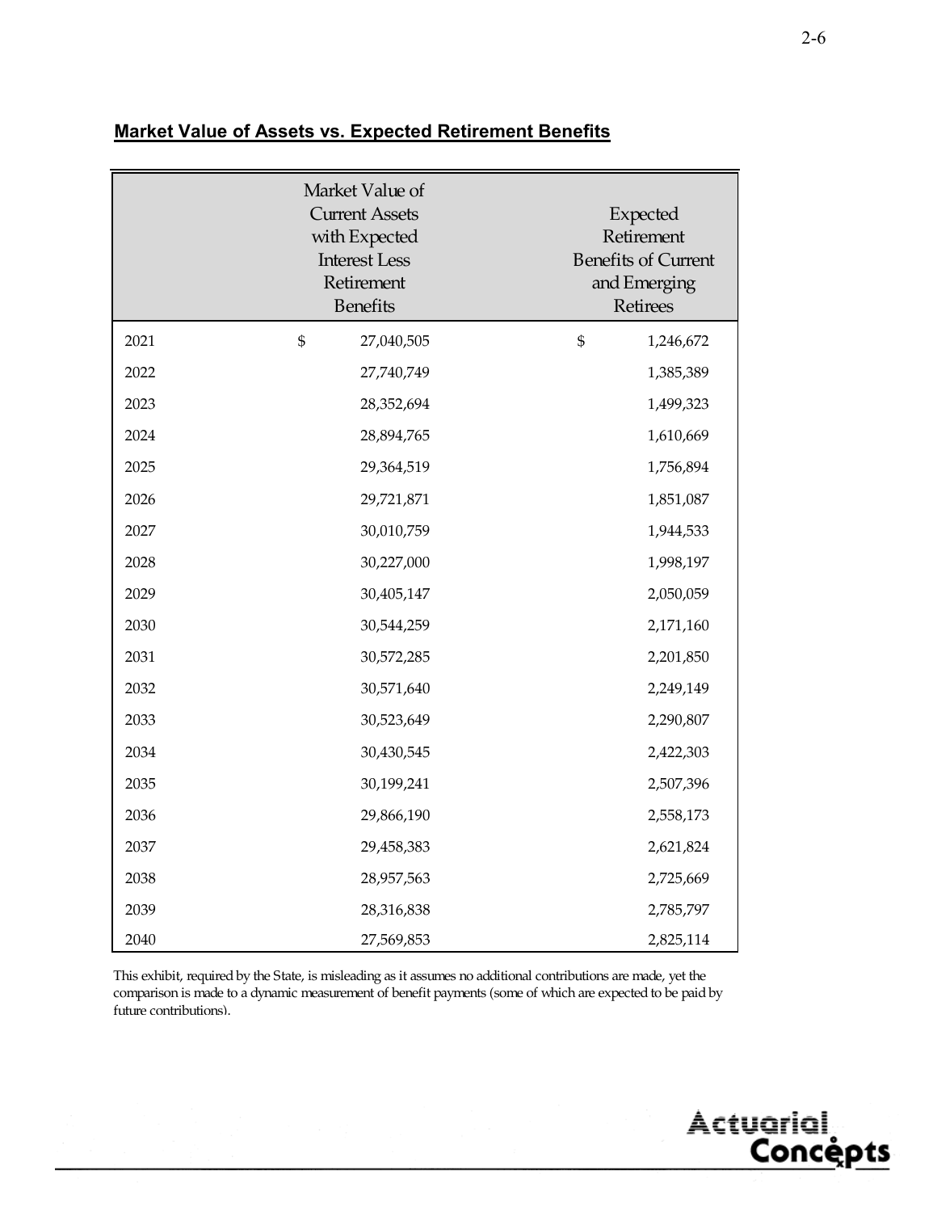## Market Value of Assets vs. Expected Retirement Benefits

| | Market Value of Current Assets with Expected Interest Less Retirement Benefits | Expected Retirement Benefits of Current and Emerging Retirees |
|---|---|---|
| 2021 | $ 27,040,505 | $ 1,246,672 |
| 2022 | 27,740,749 | 1,385,389 |
| 2023 | 28,352,694 | 1,499,323 |
| 2024 | 28,894,765 | 1,610,669 |
| 2025 | 29,364,519 | 1,756,894 |
| 2026 | 29,721,871 | 1,851,087 |
| 2027 | 30,010,759 | 1,944,533 |
| 2028 | 30,227,000 | 1,998,197 |
| 2029 | 30,405,147 | 2,050,059 |
| 2030 | 30,544,259 | 2,171,160 |
| 2031 | 30,572,285 | 2,201,850 |
| 2032 | 30,571,640 | 2,249,149 |
| 2033 | 30,523,649 | 2,290,807 |
| 2034 | 30,430,545 | 2,422,303 |
| 2035 | 30,199,241 | 2,507,396 |
| 2036 | 29,866,190 | 2,558,173 |
| 2037 | 29,458,383 | 2,621,824 |
| 2038 | 28,957,563 | 2,725,669 |
| 2039 | 28,316,838 | 2,785,797 |
| 2040 | 27,569,853 | 2,825,114 |

This exhibit, required by the State, is misleading as it assumes no additional contributions are made, yet the comparison is made to a dynamic measurement of benefit payments (some of which are expected to be paid by future contributions).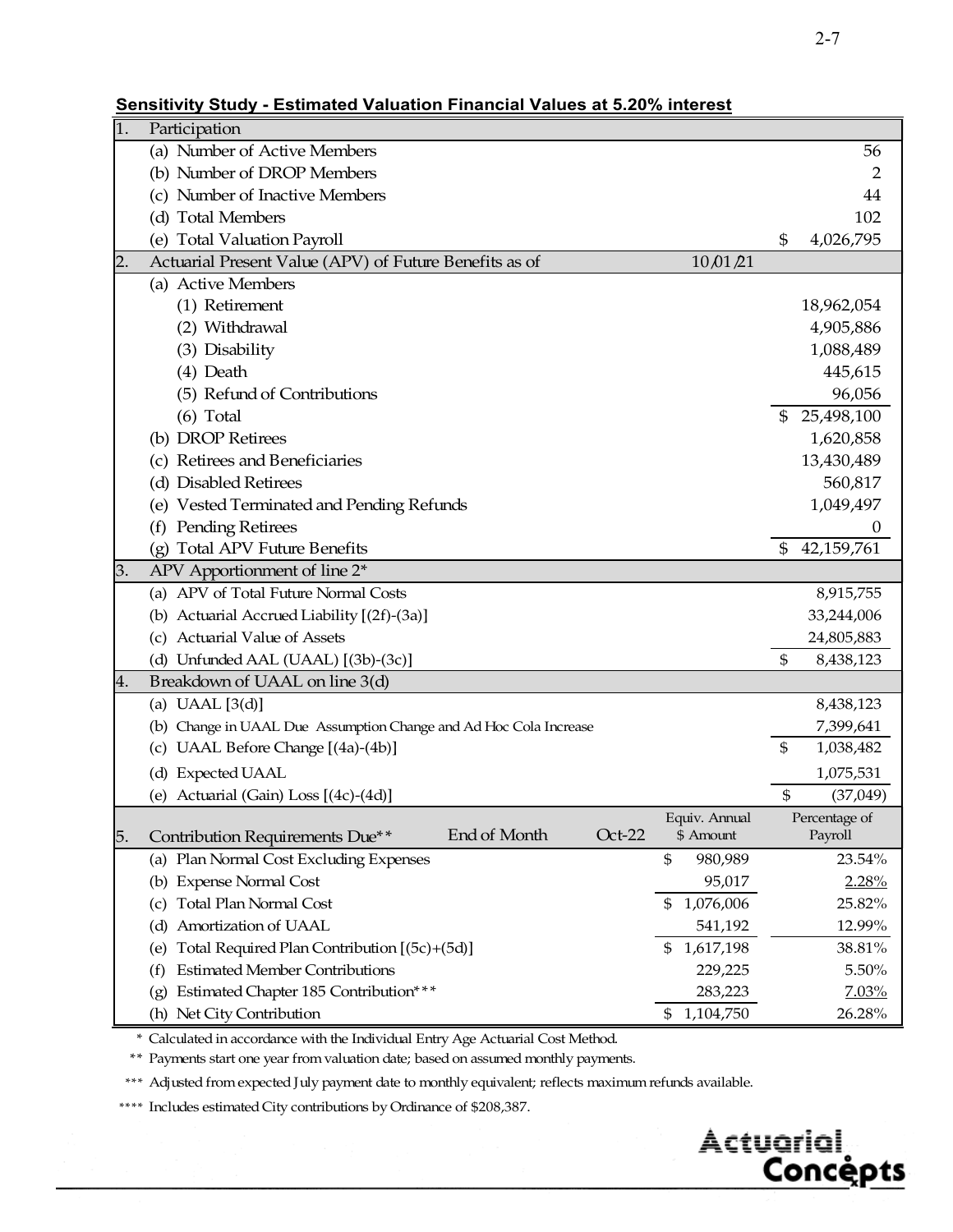## Sensitivity Study - Estimated Valuation Financial Values at 5.20% interest

| | | | | |
|---|---|---|---|---|
| **1.** | **Participation** | | | |
| | (a) Number of Active Members | | | 56 |
| | (b) Number of DROP Members | | | 2 |
| | (c) Number of Inactive Members | | | 44 |
| | (d) Total Members | | | 102 |
| | (e) Total Valuation Payroll | | | $ 4,026,795 |
| **2.** | **Actuarial Present Value (APV) of Future Benefits as of** | | 10/01/21 | |
| | (a) Active Members | | | |
| | (1) Retirement | | | 18,962,054 |
| | (2) Withdrawal | | | 4,905,886 |
| | (3) Disability | | | 1,088,489 |
| | (4) Death | | | 445,615 |
| | (5) Refund of Contributions | | | 96,056 |
| | (6) Total | | | $ 25,498,100 |
| | (b) DROP Retirees | | | 1,620,858 |
| | (c) Retirees and Beneficiaries | | | 13,430,489 |
| | (d) Disabled Retirees | | | 560,817 |
| | (e) Vested Terminated and Pending Refunds | | | 1,049,497 |
| | (f) Pending Retirees | | | 0 |
| | (g) Total APV Future Benefits | | | $ 42,159,761 |
| **3.** | **APV Apportionment of line 2*** | | | |
| | (a) APV of Total Future Normal Costs | | | 8,915,755 |
| | (b) Actuarial Accrued Liability [(2f)-(3a)] | | | 33,244,006 |
| | (c) Actuarial Value of Assets | | | 24,805,883 |
| | (d) Unfunded AAL (UAAL) [(3b)-(3c)] | | | $ 8,438,123 |
| **4.** | **Breakdown of UAAL on line 3(d)** | | | |
| | (a) UAAL [3(d)] | | | 8,438,123 |
| | (b) Change in UAAL Due Assumption Change and Ad Hoc Cola Increase | | | 7,399,641 |
| | (c) UAAL Before Change [(4a)-(4b)] | | | $ 1,038,482 |
| | (d) Expected UAAL | | | 1,075,531 |
| | (e) Actuarial (Gain) Loss [(4c)-(4d)] | | | $ (37,049) |
| **5.** | **Contribution Requirements Due**** | End of Month Oct-22 | Equiv. Annual $ Amount | Percentage of Payroll |
| | (a) Plan Normal Cost Excluding Expenses | | $ 980,989 | 23.54% |
| | (b) Expense Normal Cost | | 95,017 | 2.28% |
| | (c) Total Plan Normal Cost | | $ 1,076,006 | 25.82% |
| | (d) Amortization of UAAL | | 541,192 | 12.99% |
| | (e) Total Required Plan Contribution [(5c)+(5d)] | | $ 1,617,198 | 38.81% |
| | (f) Estimated Member Contributions | | 229,225 | 5.50% |
| | (g) Estimated Chapter 185 Contribution*** | | 283,223 | 7.03% |
| | (h) Net City Contribution | | $ 1,104,750 | 26.28% |

\* Calculated in accordance with the Individual Entry Age Actuarial Cost Method.

\*\* Payments start one year from valuation date; based on assumed monthly payments.

\*\*\* Adjusted from expected July payment date to monthly equivalent; reflects maximum refunds available.

\*\*\*\* Includes estimated City contributions by Ordinance of $208,387.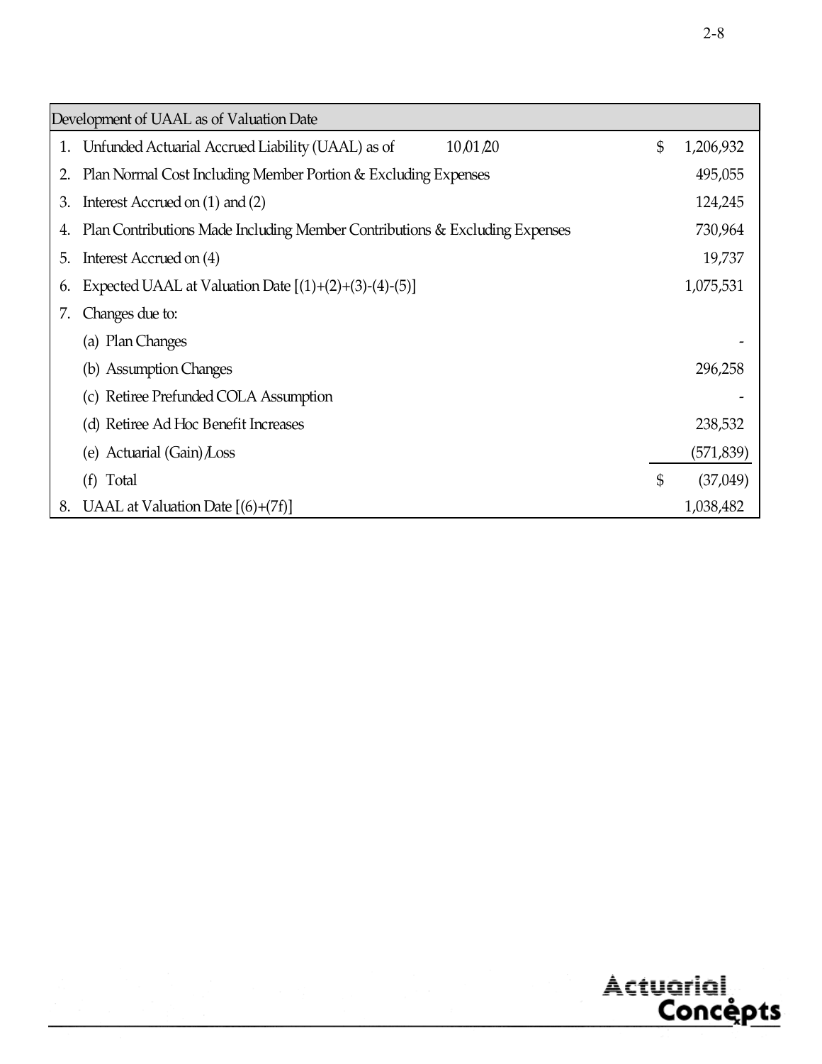| Development of UAAL as of Valuation Date | | |
|---|---|---|
| 1. | Unfunded Actuarial Accrued Liability (UAAL) as of 10/01/20 | $ 1,206,932 |
| 2. | Plan Normal Cost Including Member Portion & Excluding Expenses | 495,055 |
| 3. | Interest Accrued on (1) and (2) | 124,245 |
| 4. | Plan Contributions Made Including Member Contributions & Excluding Expenses | 730,964 |
| 5. | Interest Accrued on (4) | 19,737 |
| 6. | Expected UAAL at Valuation Date [(1)+(2)+(3)-(4)-(5)] | 1,075,531 |
| 7. | Changes due to: | |
| | (a) Plan Changes | - |
| | (b) Assumption Changes | 296,258 |
| | (c) Retiree Prefunded COLA Assumption | - |
| | (d) Retiree Ad Hoc Benefit Increases | 238,532 |
| | (e) Actuarial (Gain)/Loss | (571,839) |
| | (f) Total | $ (37,049) |
| 8. | UAAL at Valuation Date [(6)+(7f)] | 1,038,482 |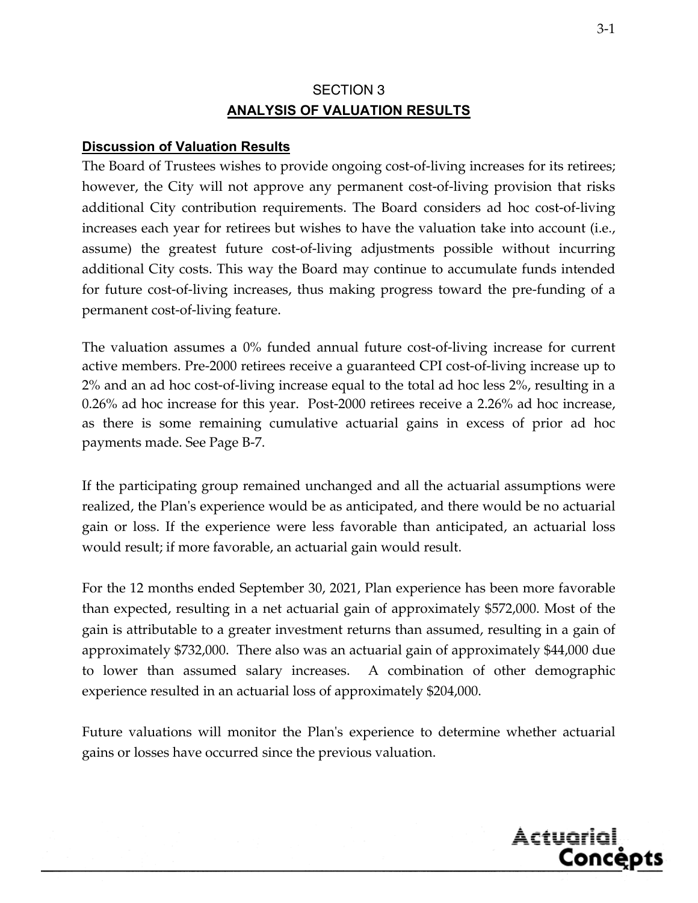# SECTION 3

## ANALYSIS OF VALUATION RESULTS

### Discussion of Valuation Results

The Board of Trustees wishes to provide ongoing cost-of-living increases for its retirees; however, the City will not approve any permanent cost-of-living provision that risks additional City contribution requirements. The Board considers ad hoc cost-of-living increases each year for retirees but wishes to have the valuation take into account (i.e., assume) the greatest future cost-of-living adjustments possible without incurring additional City costs. This way the Board may continue to accumulate funds intended for future cost-of-living increases, thus making progress toward the pre-funding of a permanent cost-of-living feature.

The valuation assumes a 0% funded annual future cost-of-living increase for current active members. Pre-2000 retirees receive a guaranteed CPI cost-of-living increase up to 2% and an ad hoc cost-of-living increase equal to the total ad hoc less 2%, resulting in a 0.26% ad hoc increase for this year. Post-2000 retirees receive a 2.26% ad hoc increase, as there is some remaining cumulative actuarial gains in excess of prior ad hoc payments made. See Page B-7.

If the participating group remained unchanged and all the actuarial assumptions were realized, the Plan's experience would be as anticipated, and there would be no actuarial gain or loss. If the experience were less favorable than anticipated, an actuarial loss would result; if more favorable, an actuarial gain would result.

For the 12 months ended September 30, 2021, Plan experience has been more favorable than expected, resulting in a net actuarial gain of approximately $572,000. Most of the gain is attributable to a greater investment returns than assumed, resulting in a gain of approximately $732,000. There also was an actuarial gain of approximately $44,000 due to lower than assumed salary increases. A combination of other demographic experience resulted in an actuarial loss of approximately $204,000.

Future valuations will monitor the Plan's experience to determine whether actuarial gains or losses have occurred since the previous valuation.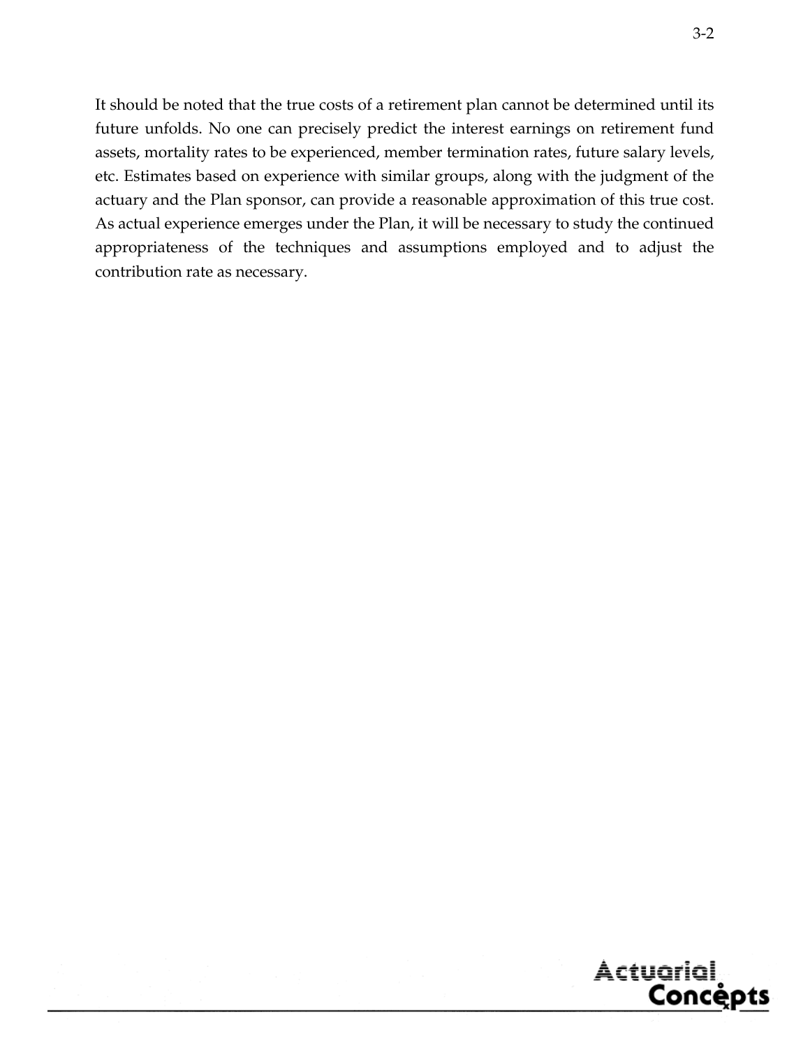It should be noted that the true costs of a retirement plan cannot be determined until its future unfolds. No one can precisely predict the interest earnings on retirement fund assets, mortality rates to be experienced, member termination rates, future salary levels, etc. Estimates based on experience with similar groups, along with the judgment of the actuary and the Plan sponsor, can provide a reasonable approximation of this true cost. As actual experience emerges under the Plan, it will be necessary to study the continued appropriateness of the techniques and assumptions employed and to adjust the contribution rate as necessary.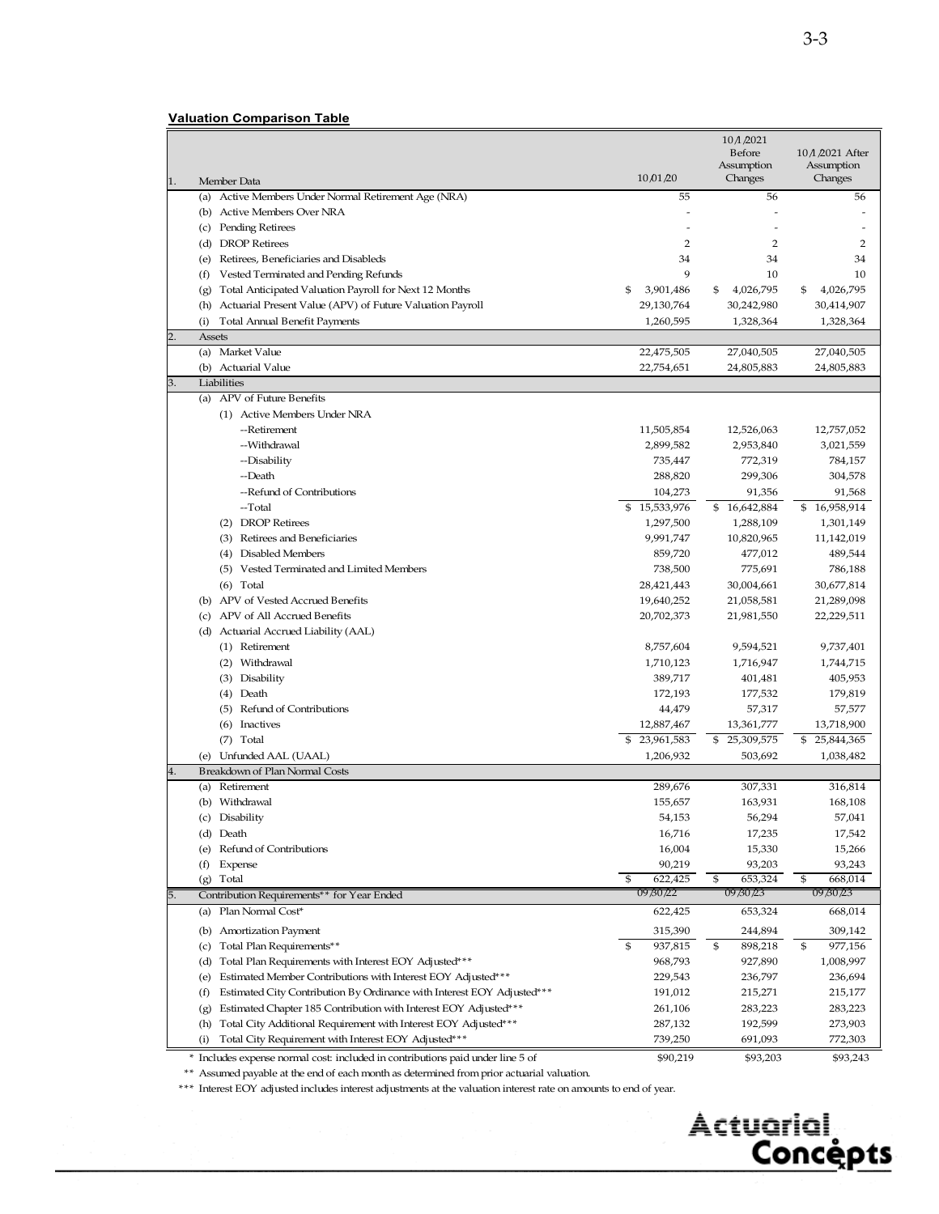**Valuation Comparison Table**

| | 10/01/20 | 10/1/2021 Before Assumption Changes | 10/1/2021 After Assumption Changes |
|---|---|---|---|
| **1. Member Data** | | | |
| (a) Active Members Under Normal Retirement Age (NRA) | 55 | 56 | 56 |
| (b) Active Members Over NRA | - | - | - |
| (c) Pending Retirees | - | - | - |
| (d) DROP Retirees | 2 | 2 | 2 |
| (e) Retirees, Beneficiaries and Disableds | 34 | 34 | 34 |
| (f) Vested Terminated and Pending Refunds | 9 | 10 | 10 |
| (g) Total Anticipated Valuation Payroll for Next 12 Months | $ 3,901,486 | $ 4,026,795 | $ 4,026,795 |
| (h) Actuarial Present Value (APV) of Future Valuation Payroll | 29,130,764 | 30,242,980 | 30,414,907 |
| (i) Total Annual Benefit Payments | 1,260,595 | 1,328,364 | 1,328,364 |
| **2. Assets** | | | |
| (a) Market Value | 22,475,505 | 27,040,505 | 27,040,505 |
| (b) Actuarial Value | 22,754,651 | 24,805,883 | 24,805,883 |
| **3. Liabilities** | | | |
| (a) APV of Future Benefits | | | |
| (1) Active Members Under NRA | | | |
| --Retirement | 11,505,854 | 12,526,063 | 12,757,052 |
| --Withdrawal | 2,899,582 | 2,953,840 | 3,021,559 |
| --Disability | 735,447 | 772,319 | 784,157 |
| --Death | 288,820 | 299,306 | 304,578 |
| --Refund of Contributions | 104,273 | 91,356 | 91,568 |
| --Total | $ 15,533,976 | $ 16,642,884 | $ 16,958,914 |
| (2) DROP Retirees | 1,297,500 | 1,288,109 | 1,301,149 |
| (3) Retirees and Beneficiaries | 9,991,747 | 10,820,965 | 11,142,019 |
| (4) Disabled Members | 859,720 | 477,012 | 489,544 |
| (5) Vested Terminated and Limited Members | 738,500 | 775,691 | 786,188 |
| (6) Total | 28,421,443 | 30,004,661 | 30,677,814 |
| (b) APV of Vested Accrued Benefits | 19,640,252 | 21,058,581 | 21,289,098 |
| (c) APV of All Accrued Benefits | 20,702,373 | 21,981,550 | 22,229,511 |
| (d) Actuarial Accrued Liability (AAL) | | | |
| (1) Retirement | 8,757,604 | 9,594,521 | 9,737,401 |
| (2) Withdrawal | 1,710,123 | 1,716,947 | 1,744,715 |
| (3) Disability | 389,717 | 401,481 | 405,953 |
| (4) Death | 172,193 | 177,532 | 179,819 |
| (5) Refund of Contributions | 44,479 | 57,317 | 57,577 |
| (6) Inactives | 12,887,467 | 13,361,777 | 13,718,900 |
| (7) Total | $ 23,961,583 | $ 25,309,575 | $ 25,844,365 |
| (e) Unfunded AAL (UAAL) | 1,206,932 | 503,692 | 1,038,482 |
| **4. Breakdown of Plan Normal Costs** | | | |
| (a) Retirement | 289,676 | 307,331 | 316,814 |
| (b) Withdrawal | 155,657 | 163,931 | 168,108 |
| (c) Disability | 54,153 | 56,294 | 57,041 |
| (d) Death | 16,716 | 17,235 | 17,542 |
| (e) Refund of Contributions | 16,004 | 15,330 | 15,266 |
| (f) Expense | 90,219 | 93,203 | 93,243 |
| (g) Total | $ 622,425 | $ 653,324 | $ 668,014 |
| **5. Contribution Requirements** for Year Ended** | 09/30/22 | 09/30/23 | 09/30/23 |
| (a) Plan Normal Cost* | 622,425 | 653,324 | 668,014 |
| (b) Amortization Payment | 315,390 | 244,894 | 309,142 |
| (c) Total Plan Requirements** | $ 937,815 | $ 898,218 | $ 977,156 |
| (d) Total Plan Requirements with Interest EOY Adjusted*** | 968,793 | 927,890 | 1,008,997 |
| (e) Estimated Member Contributions with Interest EOY Adjusted*** | 229,543 | 236,797 | 236,694 |
| (f) Estimated City Contribution By Ordinance with Interest EOY Adjusted*** | 191,012 | 215,271 | 215,177 |
| (g) Estimated Chapter 185 Contribution with Interest EOY Adjusted*** | 261,106 | 283,223 | 283,223 |
| (h) Total City Additional Requirement with Interest EOY Adjusted*** | 287,132 | 192,599 | 273,903 |
| (i) Total City Requirement with Interest EOY Adjusted*** | 739,250 | 691,093 | 772,303 |
| * Includes expense normal cost included in contributions paid under line 5 of | $90,219 | $93,203 | $93,243 |

** Assumed payable at the end of each month as determined from prior actuarial valuation.

*** Interest EOY adjusted includes interest adjustments at the valuation interest rate on amounts to end of year.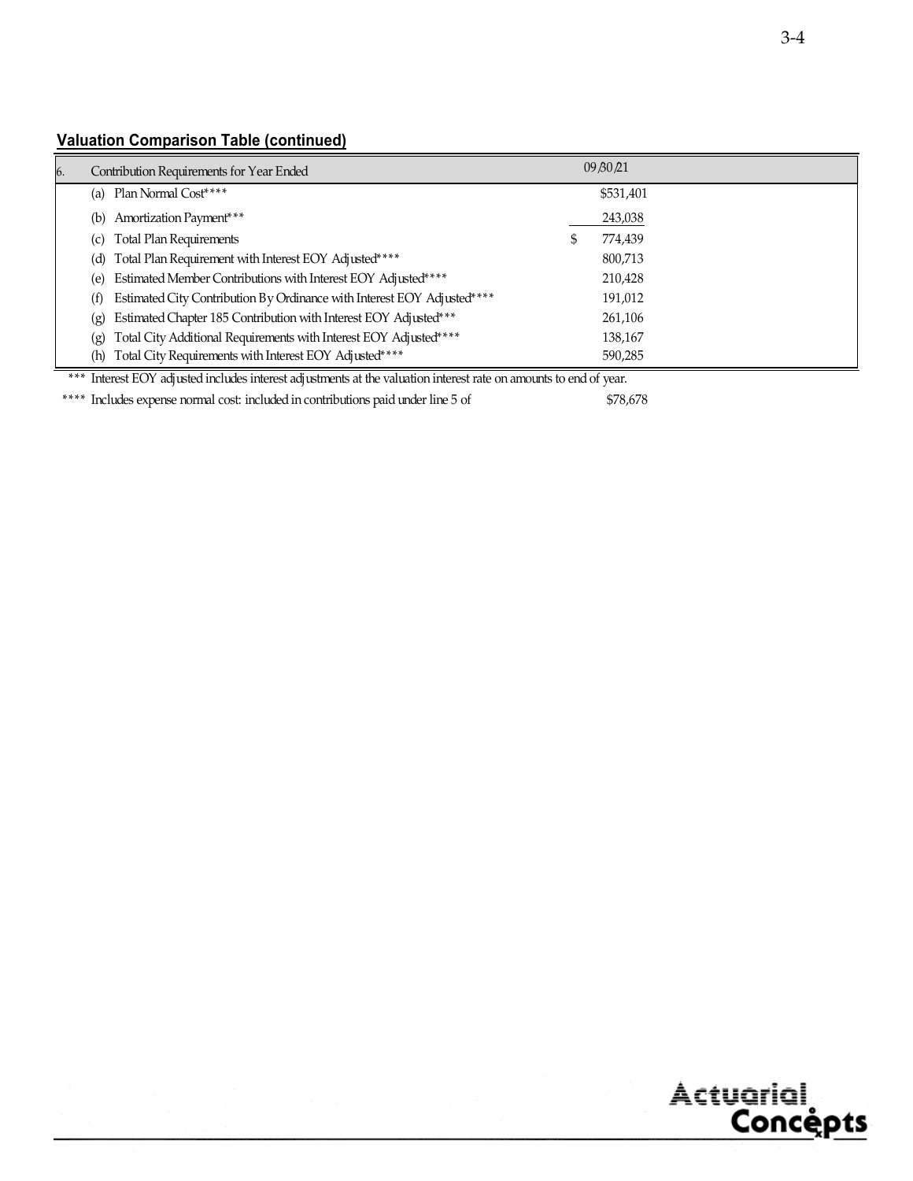**Valuation Comparison Table (continued)**

| 6. Contribution Requirements for Year Ended | 09/30/21 |
|---|---|
| (a) Plan Normal Cost**** | $531,401 |
| (b) Amortization Payment*** | 243,038 |
| (c) Total Plan Requirements | $ 774,439 |
| (d) Total Plan Requirement with Interest EOY Adjusted**** | 800,713 |
| (e) Estimated Member Contributions with Interest EOY Adjusted**** | 210,428 |
| (f) Estimated City Contribution By Ordinance with Interest EOY Adjusted**** | 191,012 |
| (g) Estimated Chapter 185 Contribution with Interest EOY Adjusted*** | 261,106 |
| (g) Total City Additional Requirements with Interest EOY Adjusted**** | 138,167 |
| (h) Total City Requirements with Interest EOY Adjusted**** | 590,285 |

*** Interest EOY adjusted includes interest adjustments at the valuation interest rate on amounts to end of year.

**** Includes expense normal cost: included in contributions paid under line 5 of $78,678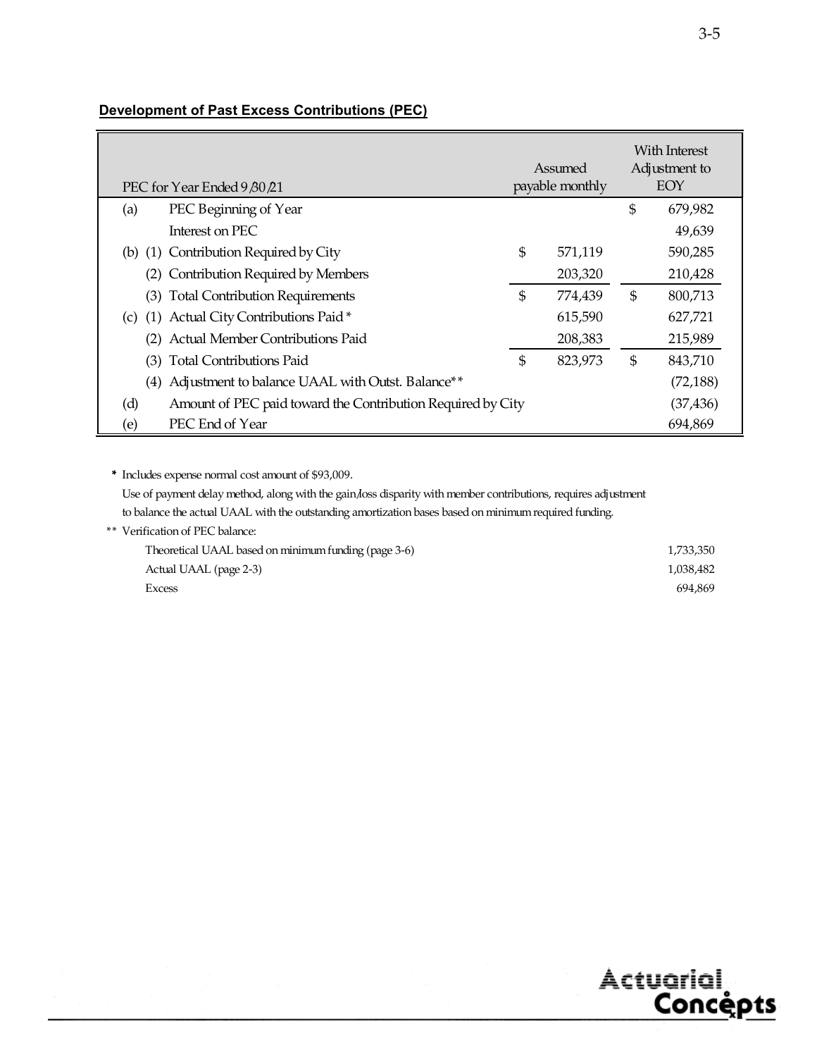**Development of Past Excess Contributions (PEC)**

| PEC for Year Ended 9/30/21 | | | Assumed payable monthly | With Interest Adjustment to EOY |
|---|---|---|---|---|
| (a) | | PEC Beginning of Year | | $ 679,982 |
| | | Interest on PEC | | 49,639 |
| (b) | (1) | Contribution Required by City | $ 571,119 | 590,285 |
| | (2) | Contribution Required by Members | 203,320 | 210,428 |
| | (3) | Total Contribution Requirements | $ 774,439 | $ 800,713 |
| (c) | (1) | Actual City Contributions Paid * | 615,590 | 627,721 |
| | (2) | Actual Member Contributions Paid | 208,383 | 215,989 |
| | (3) | Total Contributions Paid | $ 823,973 | $ 843,710 |
| | (4) | Adjustment to balance UAAL with Outst. Balance** | | (72,188) |
| (d) | | Amount of PEC paid toward the Contribution Required by City | | (37,436) |
| (e) | | PEC End of Year | | 694,869 |

\* Includes expense normal cost amount of $93,009.
Use of payment delay method, along with the gain/loss disparity with member contributions, requires adjustment to balance the actual UAAL with the outstanding amortization bases based on minimum required funding.

** Verification of PEC balance:

| | |
|---|---|
| Theoretical UAAL based on minimum funding (page 3-6) | 1,733,350 |
| Actual UAAL (page 2-3) | 1,038,482 |
| Excess | 694,869 |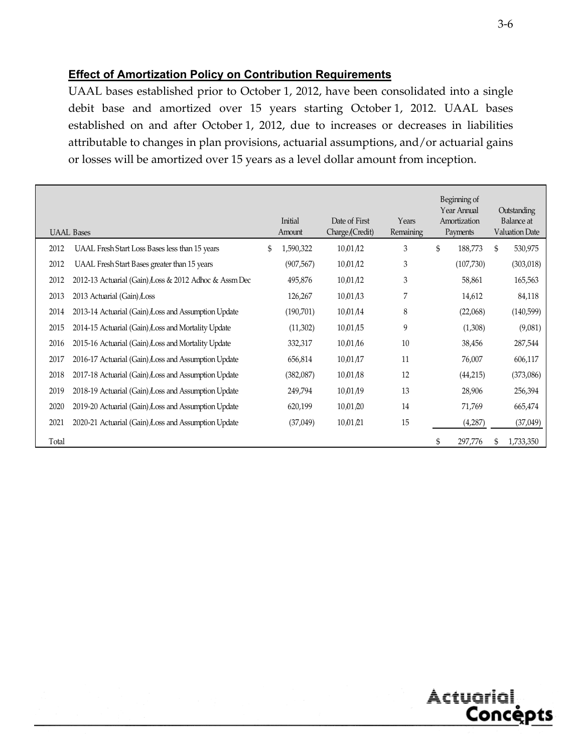**Effect of Amortization Policy on Contribution Requirements**

UAAL bases established prior to October 1, 2012, have been consolidated into a single debit base and amortized over 15 years starting October 1, 2012. UAAL bases established on and after October 1, 2012, due to increases or decreases in liabilities attributable to changes in plan provisions, actuarial assumptions, and/or actuarial gains or losses will be amortized over 15 years as a level dollar amount from inception.

| UAAL Bases | | Initial Amount | Date of First Charge/(Credit) | Years Remaining | Beginning of Year Annual Amortization Payments | Outstanding Balance at Valuation Date |
|---|---|---|---|---|---|---|
| 2012 | UAAL Fresh Start Loss Bases less than 15 years | $ 1,590,322 | 10/01/12 | 3 | $ 188,773 | $ 530,975 |
| 2012 | UAAL Fresh Start Bases greater than 15 years | (907,567) | 10/01/12 | 3 | (107,730) | (303,018) |
| 2012 | 2012-13 Actuarial (Gain)/Loss & 2012 Adhoc & Assm Dec | 495,876 | 10/01/12 | 3 | 58,861 | 165,563 |
| 2013 | 2013 Actuarial (Gain)/Loss | 126,267 | 10/01/13 | 7 | 14,612 | 84,118 |
| 2014 | 2013-14 Actuarial (Gain)/Loss and Assumption Update | (190,701) | 10/01/14 | 8 | (22,068) | (140,599) |
| 2015 | 2014-15 Actuarial (Gain)/Loss and Mortality Update | (11,302) | 10/01/15 | 9 | (1,308) | (9,081) |
| 2016 | 2015-16 Actuarial (Gain)/Loss and Mortality Update | 332,317 | 10/01/16 | 10 | 38,456 | 287,544 |
| 2017 | 2016-17 Actuarial (Gain)/Loss and Assumption Update | 656,814 | 10/01/17 | 11 | 76,007 | 606,117 |
| 2018 | 2017-18 Actuarial (Gain)/Loss and Assumption Update | (382,087) | 10/01/18 | 12 | (44,215) | (373,086) |
| 2019 | 2018-19 Actuarial (Gain)/Loss and Assumption Update | 249,794 | 10/01/19 | 13 | 28,906 | 256,394 |
| 2020 | 2019-20 Actuarial (Gain)/Loss and Assumption Update | 620,199 | 10/01/20 | 14 | 71,769 | 665,474 |
| 2021 | 2020-21 Actuarial (Gain)/Loss and Assumption Update | (37,049) | 10/01/21 | 15 | (4,287) | (37,049) |
| Total | | | | | $ 297,776 | $ 1,733,350 |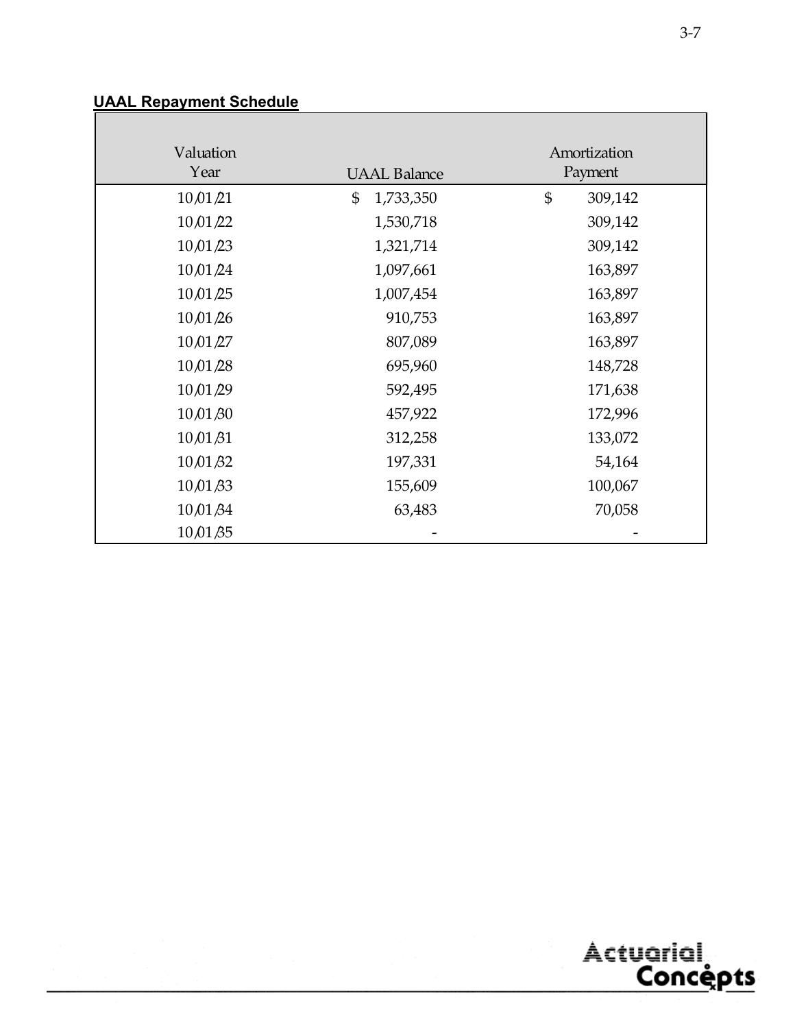**UAAL Repayment Schedule**

| Valuation Year | UAAL Balance | Amortization Payment |
|---|---|---|
| 10/01/21 | $ 1,733,350 | $ 309,142 |
| 10/01/22 | 1,530,718 | 309,142 |
| 10/01/23 | 1,321,714 | 309,142 |
| 10/01/24 | 1,097,661 | 163,897 |
| 10/01/25 | 1,007,454 | 163,897 |
| 10/01/26 | 910,753 | 163,897 |
| 10/01/27 | 807,089 | 163,897 |
| 10/01/28 | 695,960 | 148,728 |
| 10/01/29 | 592,495 | 171,638 |
| 10/01/30 | 457,922 | 172,996 |
| 10/01/31 | 312,258 | 133,072 |
| 10/01/32 | 197,331 | 54,164 |
| 10/01/33 | 155,609 | 100,067 |
| 10/01/34 | 63,483 | 70,058 |
| 10/01/35 | - | - |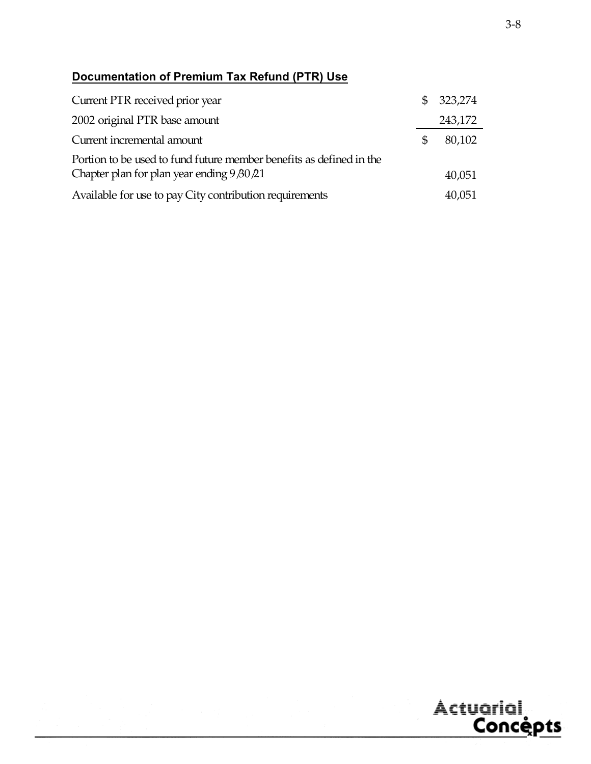## **Documentation of Premium Tax Refund (PTR) Use**

| | |
|---|---|
| Current PTR received prior year | $ 323,274 |
| 2002 original PTR base amount | 243,172 |
| Current incremental amount | $ 80,102 |
| Portion to be used to fund future member benefits as defined in the Chapter plan for plan year ending 9/30/21 | 40,051 |
| Available for use to pay City contribution requirements | 40,051 |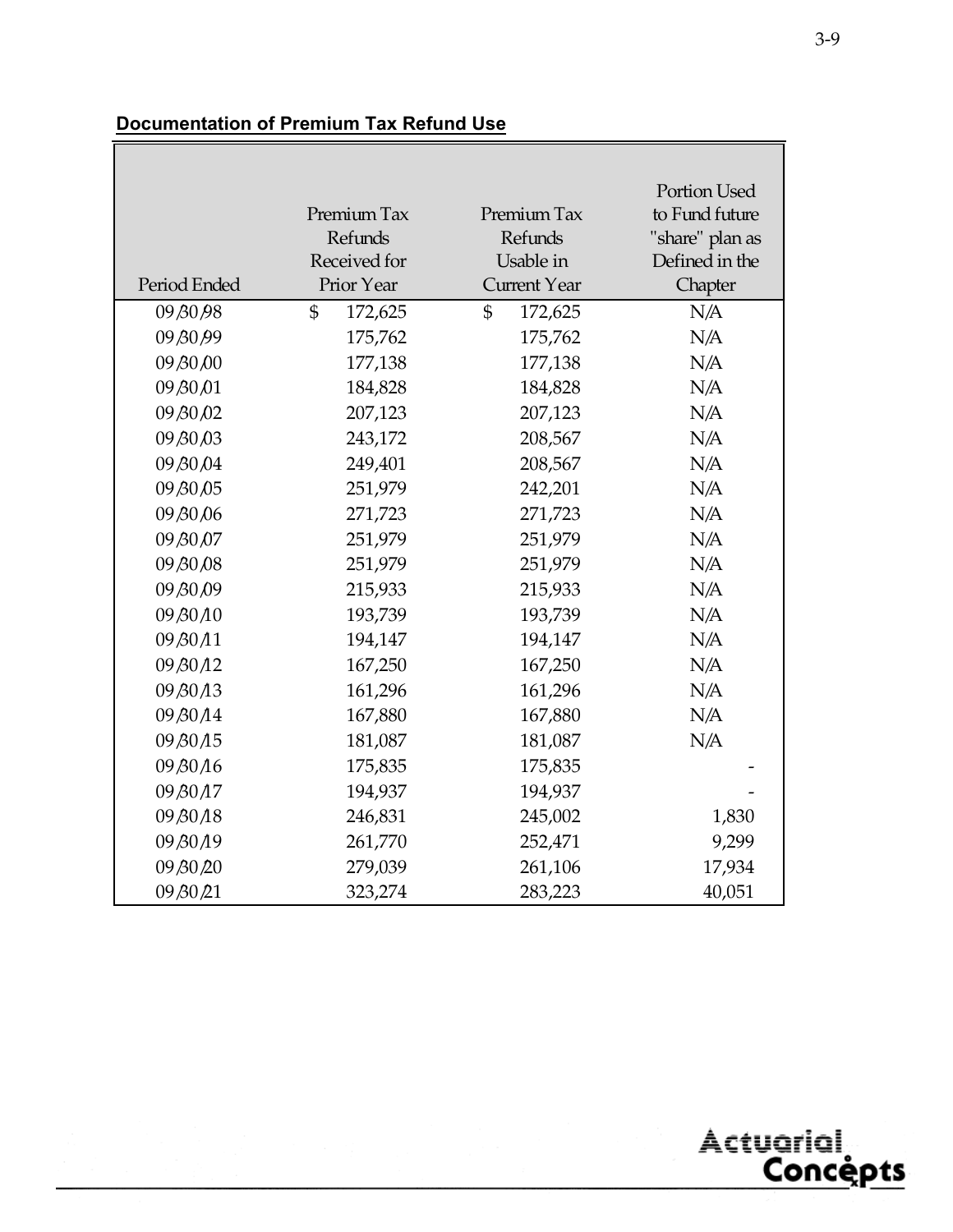**Documentation of Premium Tax Refund Use**

| Period Ended | Premium Tax Refunds Received for Prior Year | Premium Tax Refunds Usable in Current Year | Portion Used to Fund future "share" plan as Defined in the Chapter |
|---|---|---|---|
| 09/30/98 | $ 172,625 | $ 172,625 | N/A |
| 09/30/99 | 175,762 | 175,762 | N/A |
| 09/30/00 | 177,138 | 177,138 | N/A |
| 09/30/01 | 184,828 | 184,828 | N/A |
| 09/30/02 | 207,123 | 207,123 | N/A |
| 09/30/03 | 243,172 | 208,567 | N/A |
| 09/30/04 | 249,401 | 208,567 | N/A |
| 09/30/05 | 251,979 | 242,201 | N/A |
| 09/30/06 | 271,723 | 271,723 | N/A |
| 09/30/07 | 251,979 | 251,979 | N/A |
| 09/30/08 | 251,979 | 251,979 | N/A |
| 09/30/09 | 215,933 | 215,933 | N/A |
| 09/30/10 | 193,739 | 193,739 | N/A |
| 09/30/11 | 194,147 | 194,147 | N/A |
| 09/30/12 | 167,250 | 167,250 | N/A |
| 09/30/13 | 161,296 | 161,296 | N/A |
| 09/30/14 | 167,880 | 167,880 | N/A |
| 09/30/15 | 181,087 | 181,087 | N/A |
| 09/30/16 | 175,835 | 175,835 | - |
| 09/30/17 | 194,937 | 194,937 | - |
| 09/30/18 | 246,831 | 245,002 | 1,830 |
| 09/30/19 | 261,770 | 252,471 | 9,299 |
| 09/30/20 | 279,039 | 261,106 | 17,934 |
| 09/30/21 | 323,274 | 283,223 | 40,051 |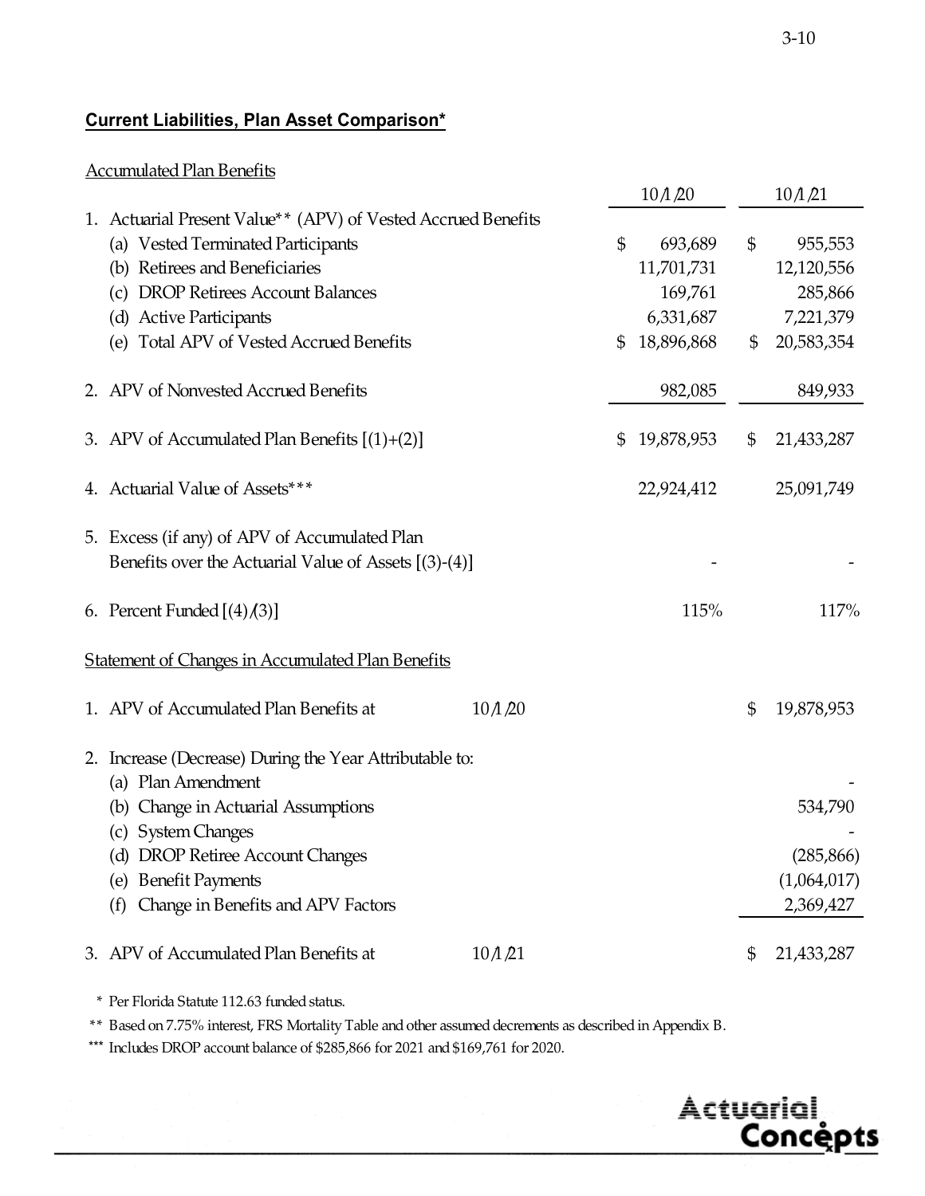## **Current Liabilities, Plan Asset Comparison***

### Accumulated Plan Benefits

| | 10/1/20 | 10/1/21 |
|---|---|---|
| 1. Actuarial Present Value** (APV) of Vested Accrued Benefits | | |
| (a) Vested Terminated Participants | $ 693,689 | $ 955,553 |
| (b) Retirees and Beneficiaries | 11,701,731 | 12,120,556 |
| (c) DROP Retirees Account Balances | 169,761 | 285,866 |
| (d) Active Participants | 6,331,687 | 7,221,379 |
| (e) Total APV of Vested Accrued Benefits | $ 18,896,868 | $ 20,583,354 |
| 2. APV of Nonvested Accrued Benefits | 982,085 | 849,933 |
| 3. APV of Accumulated Plan Benefits [(1)+(2)] | $ 19,878,953 | $ 21,433,287 |
| 4. Actuarial Value of Assets*** | 22,924,412 | 25,091,749 |
| 5. Excess (if any) of APV of Accumulated Plan Benefits over the Actuarial Value of Assets [(3)-(4)] | - | - |
| 6. Percent Funded [(4)/(3)] | 115% | 117% |

### Statement of Changes in Accumulated Plan Benefits

| | | |
|---|---|---|
| 1. APV of Accumulated Plan Benefits at | 10/1/20 | $ 19,878,953 |
| 2. Increase (Decrease) During the Year Attributable to: | | |
| (a) Plan Amendment | | - |
| (b) Change in Actuarial Assumptions | | 534,790 |
| (c) System Changes | | - |
| (d) DROP Retiree Account Changes | | (285,866) |
| (e) Benefit Payments | | (1,064,017) |
| (f) Change in Benefits and APV Factors | | 2,369,427 |
| 3. APV of Accumulated Plan Benefits at | 10/1/21 | $ 21,433,287 |

\* Per Florida Statute 112.63 funded status.

** Based on 7.75% interest, FRS Mortality Table and other assumed decrements as described in Appendix B.

*** Includes DROP account balance of $285,866 for 2021 and $169,761 for 2020.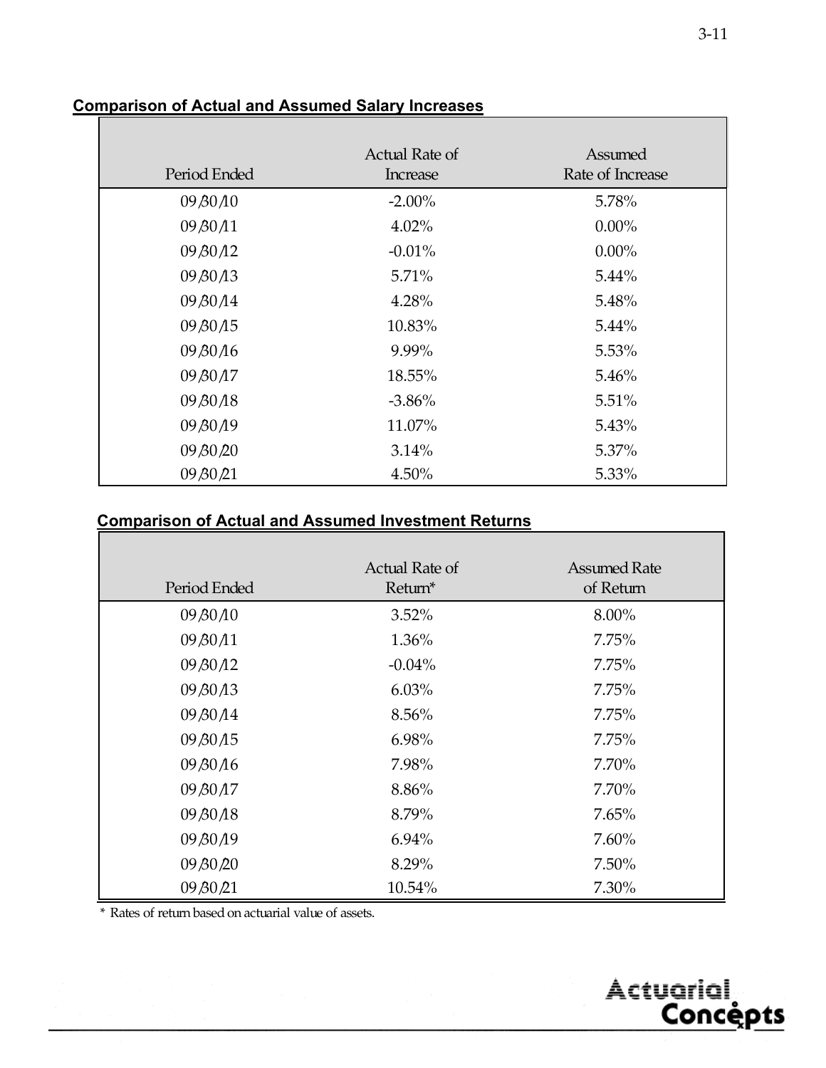## Comparison of Actual and Assumed Salary Increases

| Period Ended | Actual Rate of Increase | Assumed Rate of Increase |
|---|---|---|
| 09/30/10 | -2.00% | 5.78% |
| 09/30/11 | 4.02% | 0.00% |
| 09/30/12 | -0.01% | 0.00% |
| 09/30/13 | 5.71% | 5.44% |
| 09/30/14 | 4.28% | 5.48% |
| 09/30/15 | 10.83% | 5.44% |
| 09/30/16 | 9.99% | 5.53% |
| 09/30/17 | 18.55% | 5.46% |
| 09/30/18 | -3.86% | 5.51% |
| 09/30/19 | 11.07% | 5.43% |
| 09/30/20 | 3.14% | 5.37% |
| 09/30/21 | 4.50% | 5.33% |

## Comparison of Actual and Assumed Investment Returns

| Period Ended | Actual Rate of Return* | Assumed Rate of Return |
|---|---|---|
| 09/30/10 | 3.52% | 8.00% |
| 09/30/11 | 1.36% | 7.75% |
| 09/30/12 | -0.04% | 7.75% |
| 09/30/13 | 6.03% | 7.75% |
| 09/30/14 | 8.56% | 7.75% |
| 09/30/15 | 6.98% | 7.75% |
| 09/30/16 | 7.98% | 7.70% |
| 09/30/17 | 8.86% | 7.70% |
| 09/30/18 | 8.79% | 7.65% |
| 09/30/19 | 6.94% | 7.60% |
| 09/30/20 | 8.29% | 7.50% |
| 09/30/21 | 10.54% | 7.30% |

* Rates of return based on actuarial value of assets.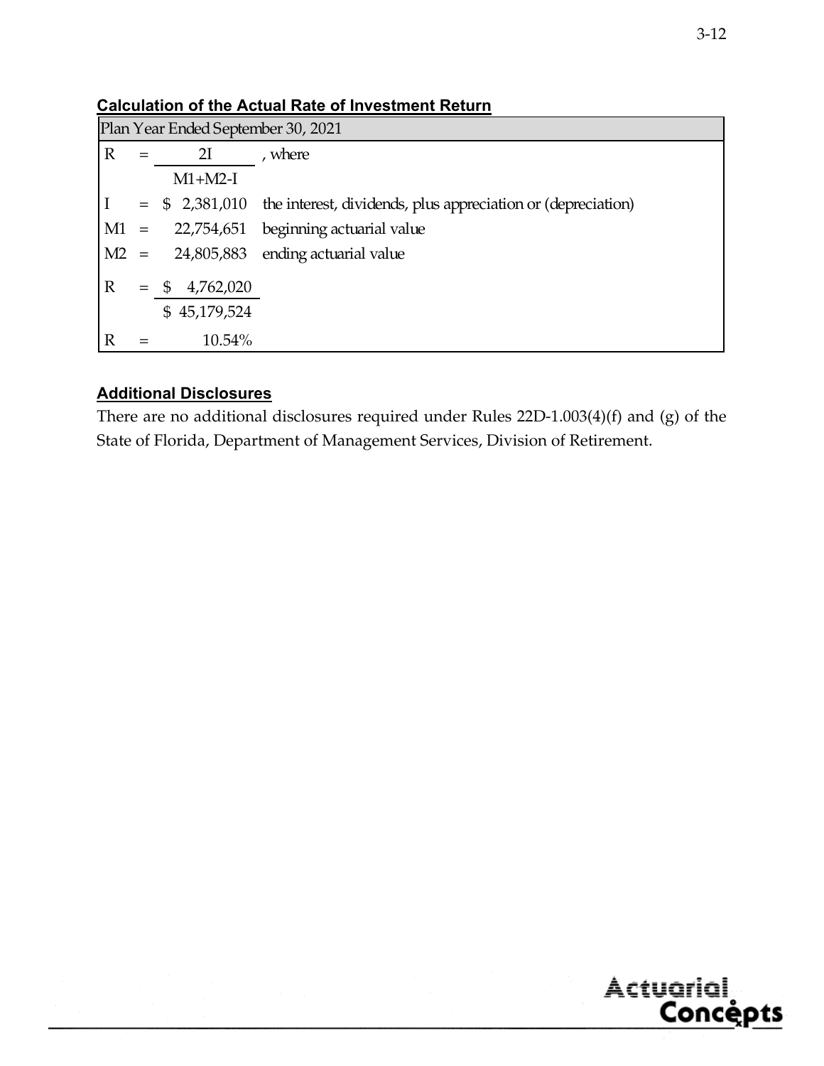## Calculation of the Actual Rate of Investment Return

| Plan Year Ended September 30, 2021 | | | |
|---|---|---|---|
| R | = | $\frac{2I}{M1+M2-I}$ | , where |
| I | = | \$ 2,381,010 | the interest, dividends, plus appreciation or (depreciation) |
| M1 | = | 22,754,651 | beginning actuarial value |
| M2 | = | 24,805,883 | ending actuarial value |
| R | = | $\frac{\$\ 4{,}762{,}020}{\$\ 45{,}179{,}524}$ | |
| R | = | 10.54% | |

## Additional Disclosures

There are no additional disclosures required under Rules 22D-1.003(4)(f) and (g) of the State of Florida, Department of Management Services, Division of Retirement.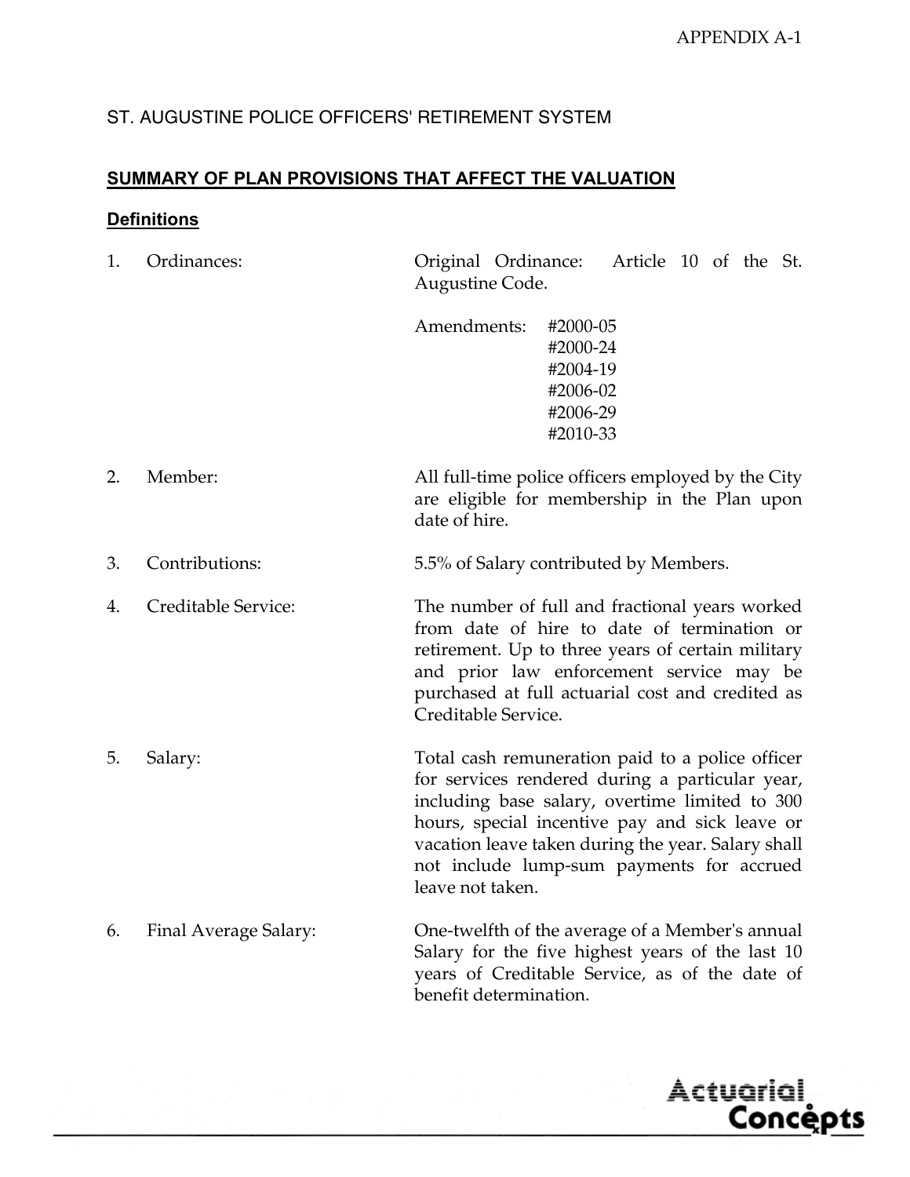APPENDIX A-1

ST. AUGUSTINE POLICE OFFICERS' RETIREMENT SYSTEM

## SUMMARY OF PLAN PROVISIONS THAT AFFECT THE VALUATION

### Definitions

1. Ordinances: Original Ordinance: Article 10 of the St. Augustine Code.

   Amendments:
   - #2000-05
   - #2000-24
   - #2004-19
   - #2006-02
   - #2006-29
   - #2010-33

2. Member: All full-time police officers employed by the City are eligible for membership in the Plan upon date of hire.

3. Contributions: 5.5% of Salary contributed by Members.

4. Creditable Service: The number of full and fractional years worked from date of hire to date of termination or retirement. Up to three years of certain military and prior law enforcement service may be purchased at full actuarial cost and credited as Creditable Service.

5. Salary: Total cash remuneration paid to a police officer for services rendered during a particular year, including base salary, overtime limited to 300 hours, special incentive pay and sick leave or vacation leave taken during the year. Salary shall not include lump-sum payments for accrued leave not taken.

6. Final Average Salary: One-twelfth of the average of a Member's annual Salary for the five highest years of the last 10 years of Creditable Service, as of the date of benefit determination.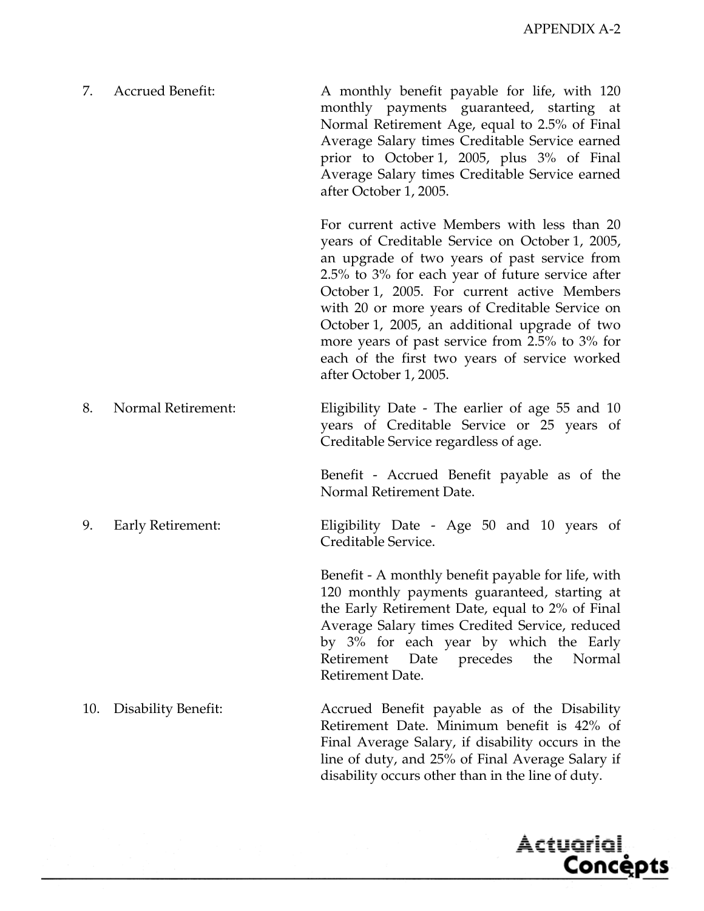7. Accrued Benefit: A monthly benefit payable for life, with 120 monthly payments guaranteed, starting at Normal Retirement Age, equal to 2.5% of Final Average Salary times Creditable Service earned prior to October 1, 2005, plus 3% of Final Average Salary times Creditable Service earned after October 1, 2005.

   For current active Members with less than 20 years of Creditable Service on October 1, 2005, an upgrade of two years of past service from 2.5% to 3% for each year of future service after October 1, 2005. For current active Members with 20 or more years of Creditable Service on October 1, 2005, an additional upgrade of two more years of past service from 2.5% to 3% for each of the first two years of service worked after October 1, 2005.

8. Normal Retirement: Eligibility Date - The earlier of age 55 and 10 years of Creditable Service or 25 years of Creditable Service regardless of age.

   Benefit - Accrued Benefit payable as of the Normal Retirement Date.

9. Early Retirement: Eligibility Date - Age 50 and 10 years of Creditable Service.

   Benefit - A monthly benefit payable for life, with 120 monthly payments guaranteed, starting at the Early Retirement Date, equal to 2% of Final Average Salary times Credited Service, reduced by 3% for each year by which the Early Retirement Date precedes the Normal Retirement Date.

10. Disability Benefit: Accrued Benefit payable as of the Disability Retirement Date. Minimum benefit is 42% of Final Average Salary, if disability occurs in the line of duty, and 25% of Final Average Salary if disability occurs other than in the line of duty.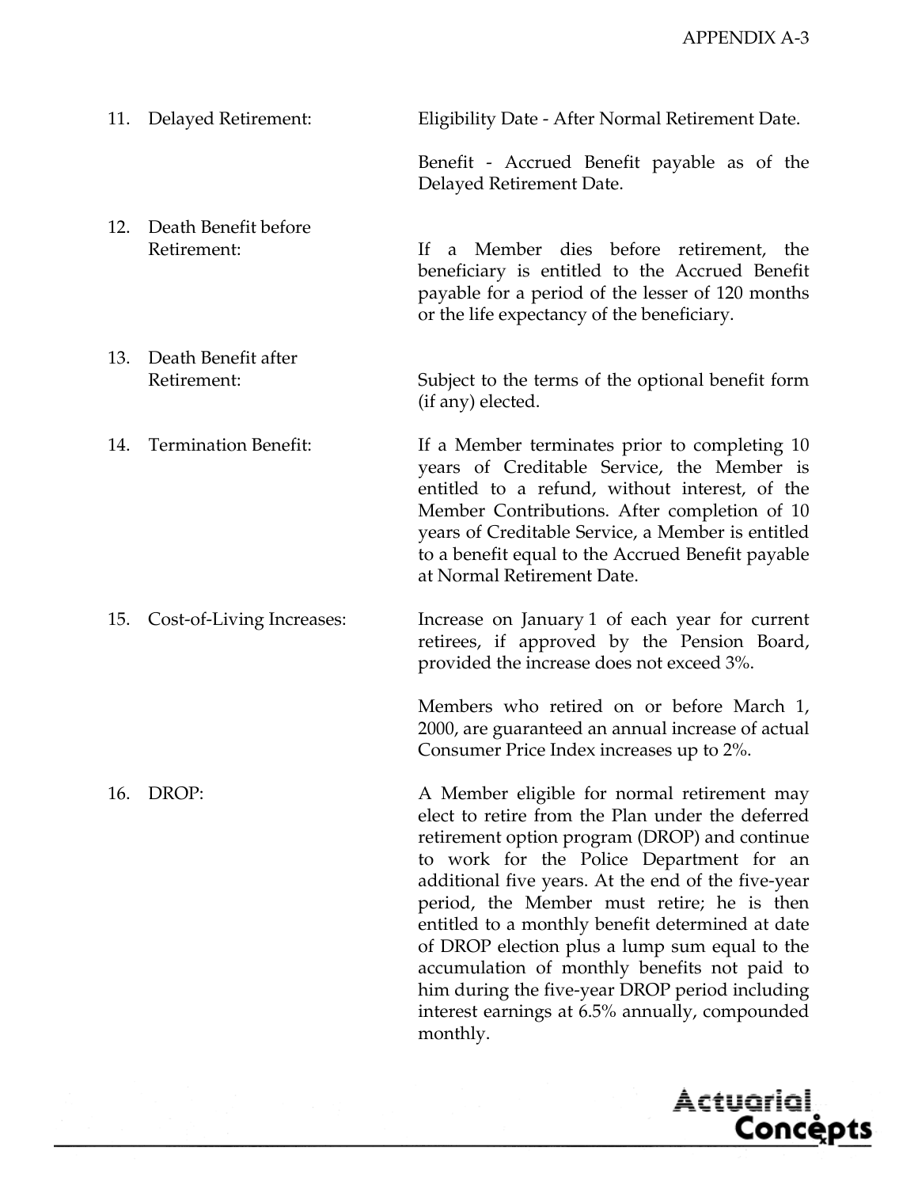| | | |
|---|---|---|
| 11. | Delayed Retirement: | Eligibility Date - After Normal Retirement Date.<br><br>Benefit - Accrued Benefit payable as of the Delayed Retirement Date. |
| 12. | Death Benefit before Retirement: | If a Member dies before retirement, the beneficiary is entitled to the Accrued Benefit payable for a period of the lesser of 120 months or the life expectancy of the beneficiary. |
| 13. | Death Benefit after Retirement: | Subject to the terms of the optional benefit form (if any) elected. |
| 14. | Termination Benefit: | If a Member terminates prior to completing 10 years of Creditable Service, the Member is entitled to a refund, without interest, of the Member Contributions. After completion of 10 years of Creditable Service, a Member is entitled to a benefit equal to the Accrued Benefit payable at Normal Retirement Date. |
| 15. | Cost-of-Living Increases: | Increase on January 1 of each year for current retirees, if approved by the Pension Board, provided the increase does not exceed 3%.<br><br>Members who retired on or before March 1, 2000, are guaranteed an annual increase of actual Consumer Price Index increases up to 2%. |
| 16. | DROP: | A Member eligible for normal retirement may elect to retire from the Plan under the deferred retirement option program (DROP) and continue to work for the Police Department for an additional five years. At the end of the five-year period, the Member must retire; he is then entitled to a monthly benefit determined at date of DROP election plus a lump sum equal to the accumulation of monthly benefits not paid to him during the five-year DROP period including interest earnings at 6.5% annually, compounded monthly. |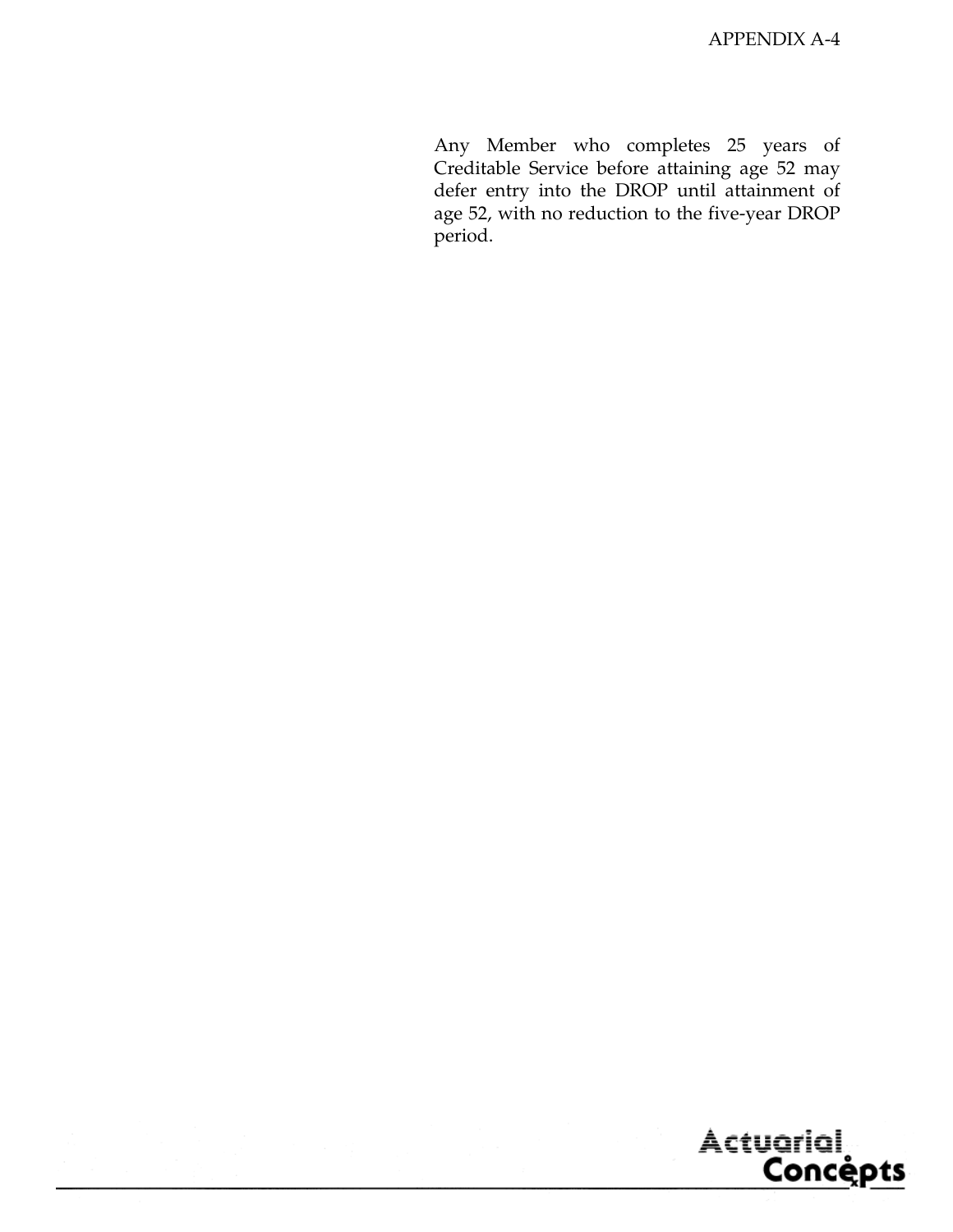Any Member who completes 25 years of Creditable Service before attaining age 52 may defer entry into the DROP until attainment of age 52, with no reduction to the five-year DROP period.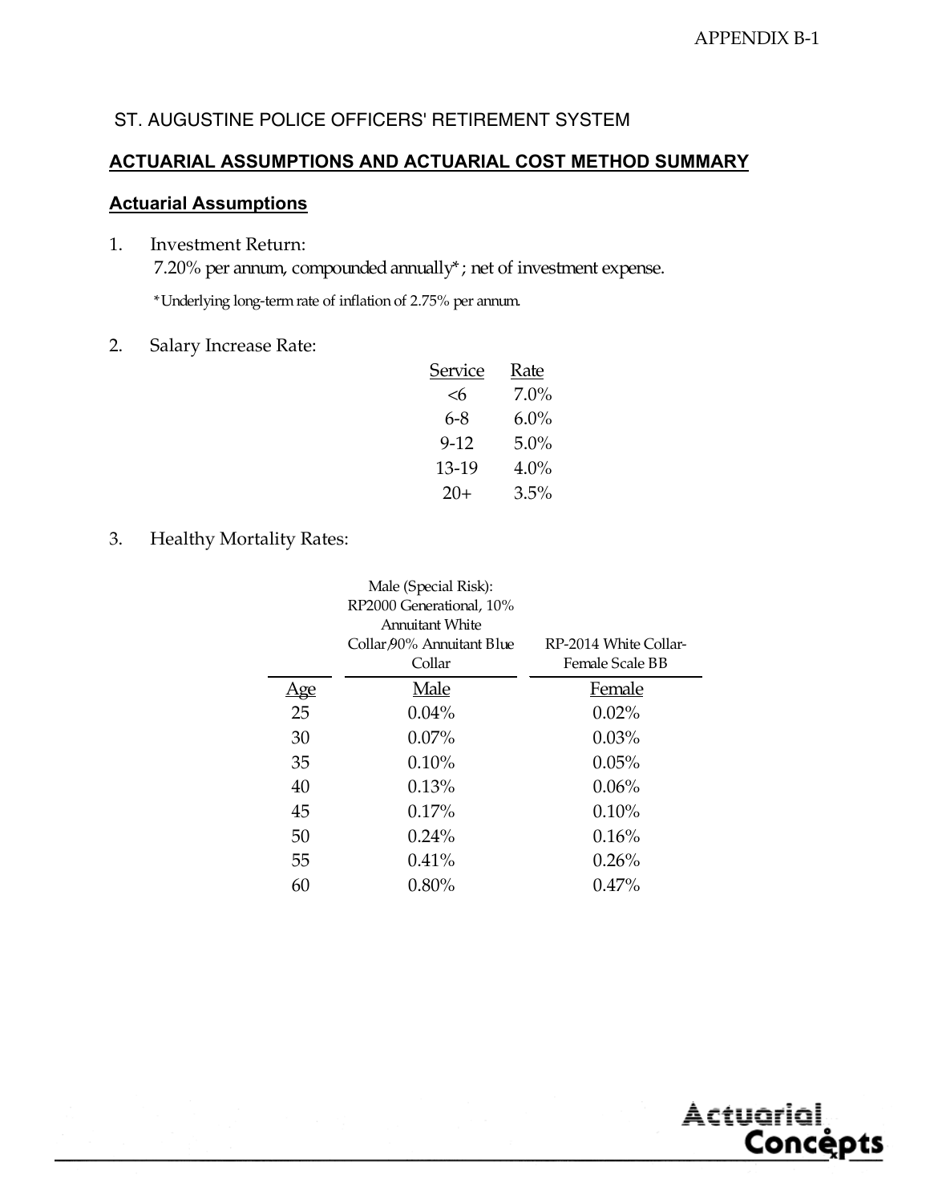APPENDIX B-1

ST. AUGUSTINE POLICE OFFICERS' RETIREMENT SYSTEM

## ACTUARIAL ASSUMPTIONS AND ACTUARIAL COST METHOD SUMMARY

### Actuarial Assumptions

1. Investment Return:
   7.20% per annum, compounded annually*; net of investment expense.

   *Underlying long-term rate of inflation of 2.75% per annum.

2. Salary Increase Rate:

| Service | Rate |
|---|---|
| <6 | 7.0% |
| 6-8 | 6.0% |
| 9-12 | 5.0% |
| 13-19 | 4.0% |
| 20+ | 3.5% |

3. Healthy Mortality Rates:

| | Male (Special Risk): RP2000 Generational, 10% Annuitant White Collar/90% Annuitant Blue Collar | RP-2014 White Collar-Female Scale BB |
|---|---|---|
| Age | Male | Female |
| 25 | 0.04% | 0.02% |
| 30 | 0.07% | 0.03% |
| 35 | 0.10% | 0.05% |
| 40 | 0.13% | 0.06% |
| 45 | 0.17% | 0.10% |
| 50 | 0.24% | 0.16% |
| 55 | 0.41% | 0.26% |
| 60 | 0.80% | 0.47% |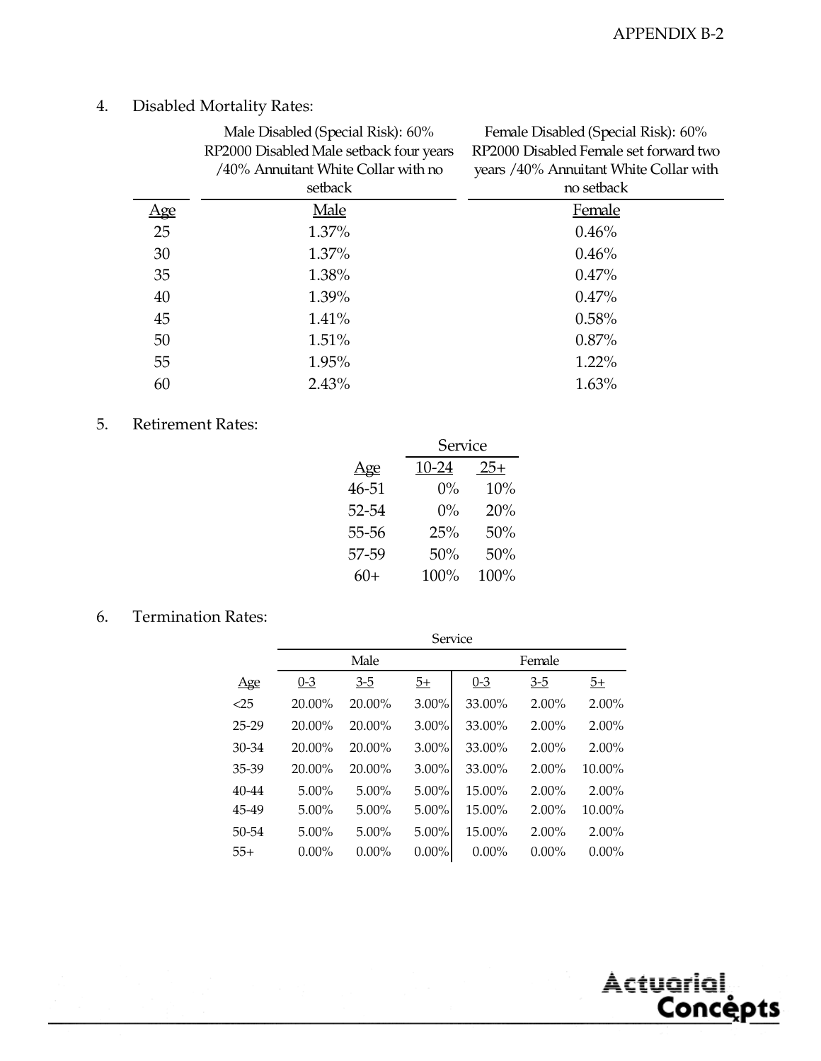4. Disabled Mortality Rates:

| Age | Male Disabled (Special Risk): 60% RP2000 Disabled Male setback four years /40% Annuitant White Collar with no setback<br>Male | Female Disabled (Special Risk): 60% RP2000 Disabled Female set forward two years /40% Annuitant White Collar with no setback<br>Female |
|---|---|---|
| 25 | 1.37% | 0.46% |
| 30 | 1.37% | 0.46% |
| 35 | 1.38% | 0.47% |
| 40 | 1.39% | 0.47% |
| 45 | 1.41% | 0.58% |
| 50 | 1.51% | 0.87% |
| 55 | 1.95% | 1.22% |
| 60 | 2.43% | 1.63% |

5. Retirement Rates:

| | Service | |
|---|---|---|
| Age | 10-24 | 25+ |
| 46-51 | 0% | 10% |
| 52-54 | 0% | 20% |
| 55-56 | 25% | 50% |
| 57-59 | 50% | 50% |
| 60+ | 100% | 100% |

6. Termination Rates:

| | Service | | | | | |
|---|---|---|---|---|---|---|
| | Male | | | Female | | |
| Age | 0-3 | 3-5 | 5+ | 0-3 | 3-5 | 5+ |
| <25 | 20.00% | 20.00% | 3.00% | 33.00% | 2.00% | 2.00% |
| 25-29 | 20.00% | 20.00% | 3.00% | 33.00% | 2.00% | 2.00% |
| 30-34 | 20.00% | 20.00% | 3.00% | 33.00% | 2.00% | 2.00% |
| 35-39 | 20.00% | 20.00% | 3.00% | 33.00% | 2.00% | 10.00% |
| 40-44 | 5.00% | 5.00% | 5.00% | 15.00% | 2.00% | 2.00% |
| 45-49 | 5.00% | 5.00% | 5.00% | 15.00% | 2.00% | 10.00% |
| 50-54 | 5.00% | 5.00% | 5.00% | 15.00% | 2.00% | 2.00% |
| 55+ | 0.00% | 0.00% | 0.00% | 0.00% | 0.00% | 0.00% |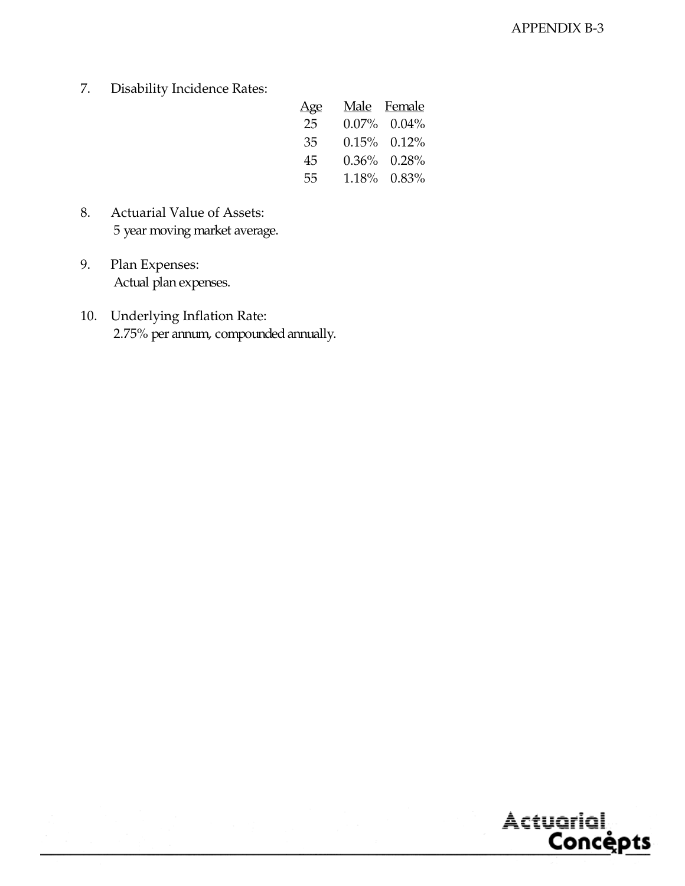7. Disability Incidence Rates:

| Age | Male | Female |
|---|---|---|
| 25 | 0.07% | 0.04% |
| 35 | 0.15% | 0.12% |
| 45 | 0.36% | 0.28% |
| 55 | 1.18% | 0.83% |

8. Actuarial Value of Assets:
   5 year moving market average.

9. Plan Expenses:
   Actual plan expenses.

10. Underlying Inflation Rate:
    2.75% per annum, compounded annually.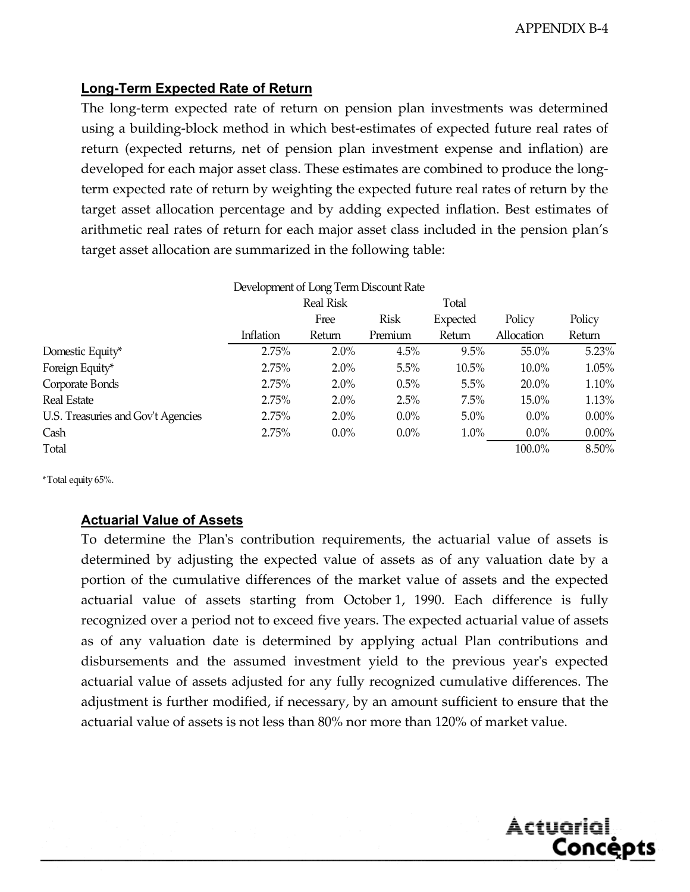## Long-Term Expected Rate of Return

The long-term expected rate of return on pension plan investments was determined using a building-block method in which best-estimates of expected future real rates of return (expected returns, net of pension plan investment expense and inflation) are developed for each major asset class. These estimates are combined to produce the long-term expected rate of return by weighting the expected future real rates of return by the target asset allocation percentage and by adding expected inflation. Best estimates of arithmetic real rates of return for each major asset class included in the pension plan's target asset allocation are summarized in the following table:

Development of Long Term Discount Rate

| | Inflation | Real Risk Free Return | Risk Premium | Total Expected Return | Policy Allocation | Policy Return |
|---|---|---|---|---|---|---|
| Domestic Equity* | 2.75% | 2.0% | 4.5% | 9.5% | 55.0% | 5.23% |
| Foreign Equity* | 2.75% | 2.0% | 5.5% | 10.5% | 10.0% | 1.05% |
| Corporate Bonds | 2.75% | 2.0% | 0.5% | 5.5% | 20.0% | 1.10% |
| Real Estate | 2.75% | 2.0% | 2.5% | 7.5% | 15.0% | 1.13% |
| U.S. Treasuries and Gov't Agencies | 2.75% | 2.0% | 0.0% | 5.0% | 0.0% | 0.00% |
| Cash | 2.75% | 0.0% | 0.0% | 1.0% | 0.0% | 0.00% |
| Total | | | | | 100.0% | 8.50% |

*Total equity 65%.

## Actuarial Value of Assets

To determine the Plan's contribution requirements, the actuarial value of assets is determined by adjusting the expected value of assets as of any valuation date by a portion of the cumulative differences of the market value of assets and the expected actuarial value of assets starting from October 1, 1990. Each difference is fully recognized over a period not to exceed five years. The expected actuarial value of assets as of any valuation date is determined by applying actual Plan contributions and disbursements and the assumed investment yield to the previous year's expected actuarial value of assets adjusted for any fully recognized cumulative differences. The adjustment is further modified, if necessary, by an amount sufficient to ensure that the actuarial value of assets is not less than 80% nor more than 120% of market value.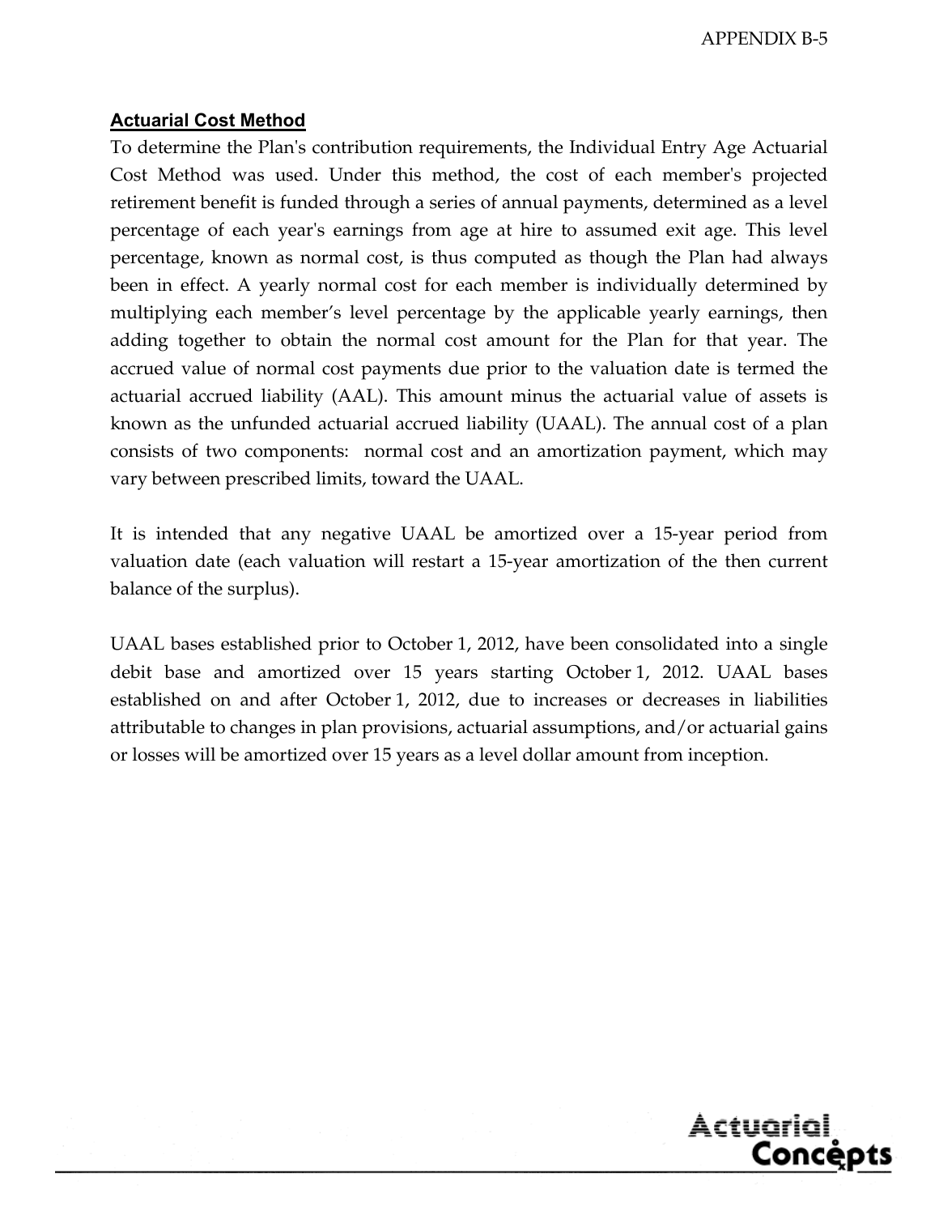### Actuarial Cost Method

To determine the Plan's contribution requirements, the Individual Entry Age Actuarial Cost Method was used. Under this method, the cost of each member's projected retirement benefit is funded through a series of annual payments, determined as a level percentage of each year's earnings from age at hire to assumed exit age. This level percentage, known as normal cost, is thus computed as though the Plan had always been in effect. A yearly normal cost for each member is individually determined by multiplying each member's level percentage by the applicable yearly earnings, then adding together to obtain the normal cost amount for the Plan for that year. The accrued value of normal cost payments due prior to the valuation date is termed the actuarial accrued liability (AAL). This amount minus the actuarial value of assets is known as the unfunded actuarial accrued liability (UAAL). The annual cost of a plan consists of two components: normal cost and an amortization payment, which may vary between prescribed limits, toward the UAAL.

It is intended that any negative UAAL be amortized over a 15-year period from valuation date (each valuation will restart a 15-year amortization of the then current balance of the surplus).

UAAL bases established prior to October 1, 2012, have been consolidated into a single debit base and amortized over 15 years starting October 1, 2012. UAAL bases established on and after October 1, 2012, due to increases or decreases in liabilities attributable to changes in plan provisions, actuarial assumptions, and/or actuarial gains or losses will be amortized over 15 years as a level dollar amount from inception.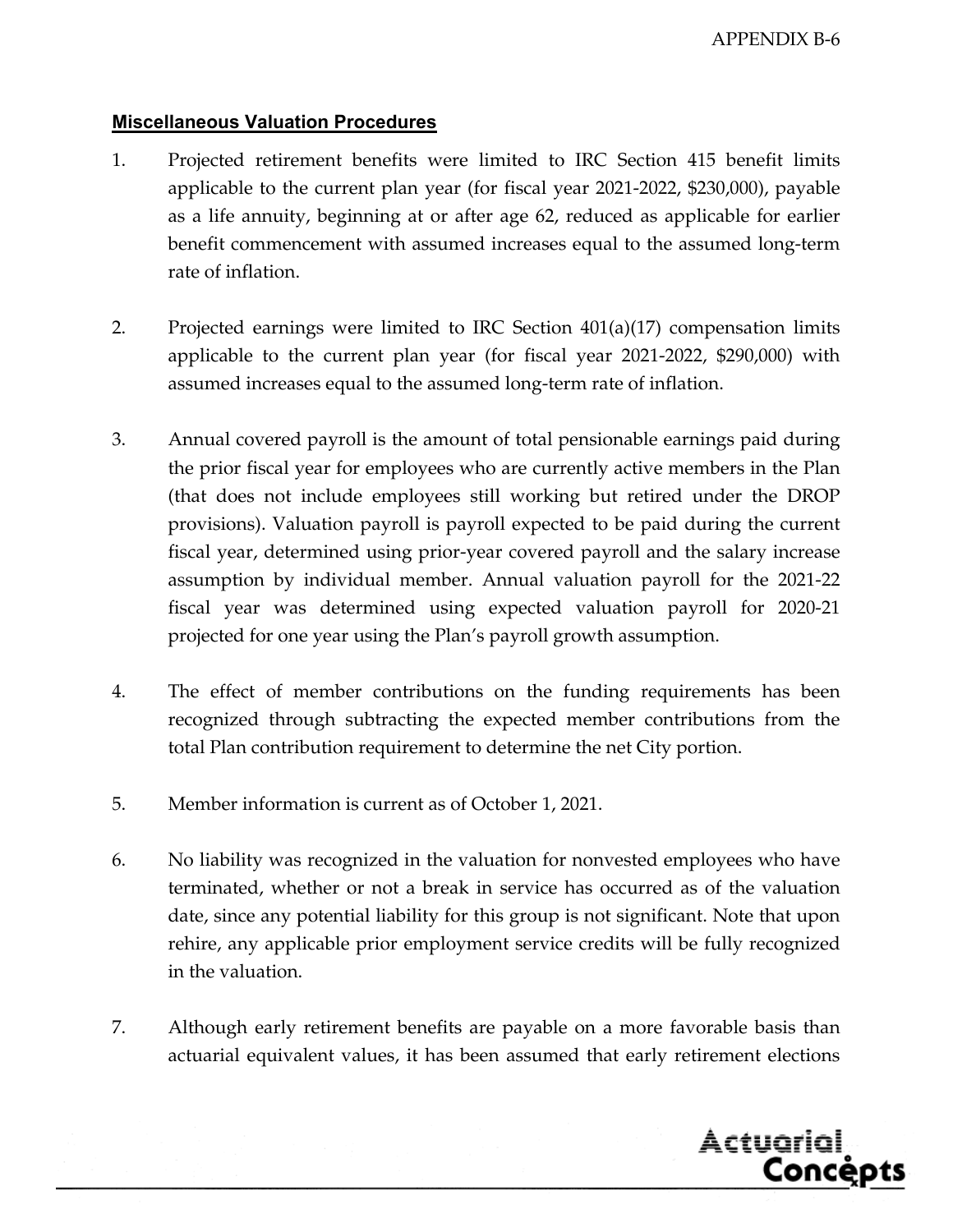## Miscellaneous Valuation Procedures

1. Projected retirement benefits were limited to IRC Section 415 benefit limits applicable to the current plan year (for fiscal year 2021-2022, $230,000), payable as a life annuity, beginning at or after age 62, reduced as applicable for earlier benefit commencement with assumed increases equal to the assumed long-term rate of inflation.

2. Projected earnings were limited to IRC Section 401(a)(17) compensation limits applicable to the current plan year (for fiscal year 2021-2022, $290,000) with assumed increases equal to the assumed long-term rate of inflation.

3. Annual covered payroll is the amount of total pensionable earnings paid during the prior fiscal year for employees who are currently active members in the Plan (that does not include employees still working but retired under the DROP provisions). Valuation payroll is payroll expected to be paid during the current fiscal year, determined using prior-year covered payroll and the salary increase assumption by individual member. Annual valuation payroll for the 2021-22 fiscal year was determined using expected valuation payroll for 2020-21 projected for one year using the Plan's payroll growth assumption.

4. The effect of member contributions on the funding requirements has been recognized through subtracting the expected member contributions from the total Plan contribution requirement to determine the net City portion.

5. Member information is current as of October 1, 2021.

6. No liability was recognized in the valuation for nonvested employees who have terminated, whether or not a break in service has occurred as of the valuation date, since any potential liability for this group is not significant. Note that upon rehire, any applicable prior employment service credits will be fully recognized in the valuation.

7. Although early retirement benefits are payable on a more favorable basis than actuarial equivalent values, it has been assumed that early retirement elections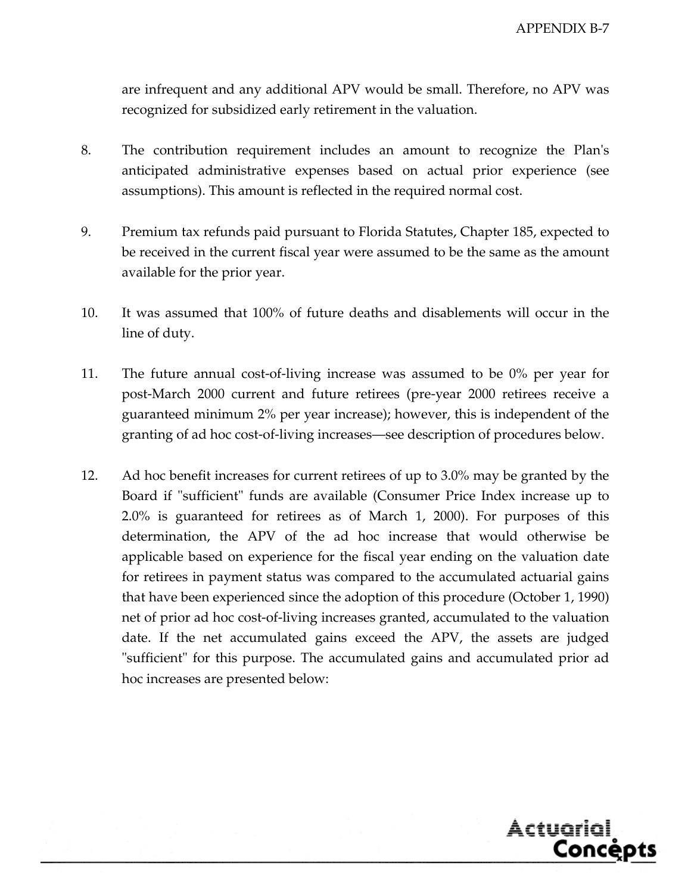are infrequent and any additional APV would be small. Therefore, no APV was recognized for subsidized early retirement in the valuation.

8. The contribution requirement includes an amount to recognize the Plan's anticipated administrative expenses based on actual prior experience (see assumptions). This amount is reflected in the required normal cost.

9. Premium tax refunds paid pursuant to Florida Statutes, Chapter 185, expected to be received in the current fiscal year were assumed to be the same as the amount available for the prior year.

10. It was assumed that 100% of future deaths and disablements will occur in the line of duty.

11. The future annual cost-of-living increase was assumed to be 0% per year for post-March 2000 current and future retirees (pre-year 2000 retirees receive a guaranteed minimum 2% per year increase); however, this is independent of the granting of ad hoc cost-of-living increases—see description of procedures below.

12. Ad hoc benefit increases for current retirees of up to 3.0% may be granted by the Board if "sufficient" funds are available (Consumer Price Index increase up to 2.0% is guaranteed for retirees as of March 1, 2000). For purposes of this determination, the APV of the ad hoc increase that would otherwise be applicable based on experience for the fiscal year ending on the valuation date for retirees in payment status was compared to the accumulated actuarial gains that have been experienced since the adoption of this procedure (October 1, 1990) net of prior ad hoc cost-of-living increases granted, accumulated to the valuation date. If the net accumulated gains exceed the APV, the assets are judged "sufficient" for this purpose. The accumulated gains and accumulated prior ad hoc increases are presented below: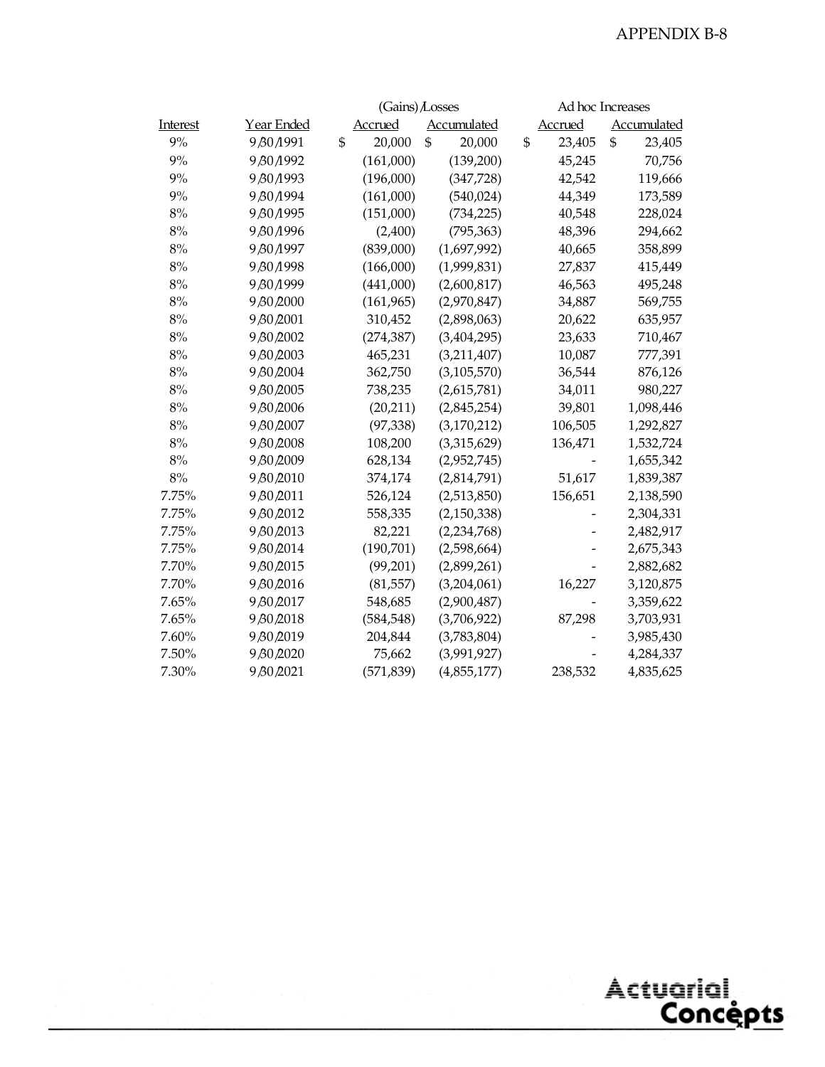APPENDIX B-8

| Interest | Year Ended | (Gains)/Losses Accrued | (Gains)/Losses Accumulated | Ad hoc Increases Accrued | Ad hoc Increases Accumulated |
|---|---|---|---|---|---|
| 9% | 9/30/1991 | $ 20,000 | $ 20,000 | $ 23,405 | $ 23,405 |
| 9% | 9/30/1992 | (161,000) | (139,200) | 45,245 | 70,756 |
| 9% | 9/30/1993 | (196,000) | (347,728) | 42,542 | 119,666 |
| 9% | 9/30/1994 | (161,000) | (540,024) | 44,349 | 173,589 |
| 8% | 9/30/1995 | (151,000) | (734,225) | 40,548 | 228,024 |
| 8% | 9/30/1996 | (2,400) | (795,363) | 48,396 | 294,662 |
| 8% | 9/30/1997 | (839,000) | (1,697,992) | 40,665 | 358,899 |
| 8% | 9/30/1998 | (166,000) | (1,999,831) | 27,837 | 415,449 |
| 8% | 9/30/1999 | (441,000) | (2,600,817) | 46,563 | 495,248 |
| 8% | 9/30/2000 | (161,965) | (2,970,847) | 34,887 | 569,755 |
| 8% | 9/30/2001 | 310,452 | (2,898,063) | 20,622 | 635,957 |
| 8% | 9/30/2002 | (274,387) | (3,404,295) | 23,633 | 710,467 |
| 8% | 9/30/2003 | 465,231 | (3,211,407) | 10,087 | 777,391 |
| 8% | 9/30/2004 | 362,750 | (3,105,570) | 36,544 | 876,126 |
| 8% | 9/30/2005 | 738,235 | (2,615,781) | 34,011 | 980,227 |
| 8% | 9/30/2006 | (20,211) | (2,845,254) | 39,801 | 1,098,446 |
| 8% | 9/30/2007 | (97,338) | (3,170,212) | 106,505 | 1,292,827 |
| 8% | 9/30/2008 | 108,200 | (3,315,629) | 136,471 | 1,532,724 |
| 8% | 9/30/2009 | 628,134 | (2,952,745) | - | 1,655,342 |
| 8% | 9/30/2010 | 374,174 | (2,814,791) | 51,617 | 1,839,387 |
| 7.75% | 9/30/2011 | 526,124 | (2,513,850) | 156,651 | 2,138,590 |
| 7.75% | 9/30/2012 | 558,335 | (2,150,338) | - | 2,304,331 |
| 7.75% | 9/30/2013 | 82,221 | (2,234,768) | - | 2,482,917 |
| 7.75% | 9/30/2014 | (190,701) | (2,598,664) | - | 2,675,343 |
| 7.70% | 9/30/2015 | (99,201) | (2,899,261) | - | 2,882,682 |
| 7.70% | 9/30/2016 | (81,557) | (3,204,061) | 16,227 | 3,120,875 |
| 7.65% | 9/30/2017 | 548,685 | (2,900,487) | - | 3,359,622 |
| 7.65% | 9/30/2018 | (584,548) | (3,706,922) | 87,298 | 3,703,931 |
| 7.60% | 9/30/2019 | 204,844 | (3,783,804) | - | 3,985,430 |
| 7.50% | 9/30/2020 | 75,662 | (3,991,927) | - | 4,284,337 |
| 7.30% | 9/30/2021 | (571,839) | (4,855,177) | 238,532 | 4,835,625 |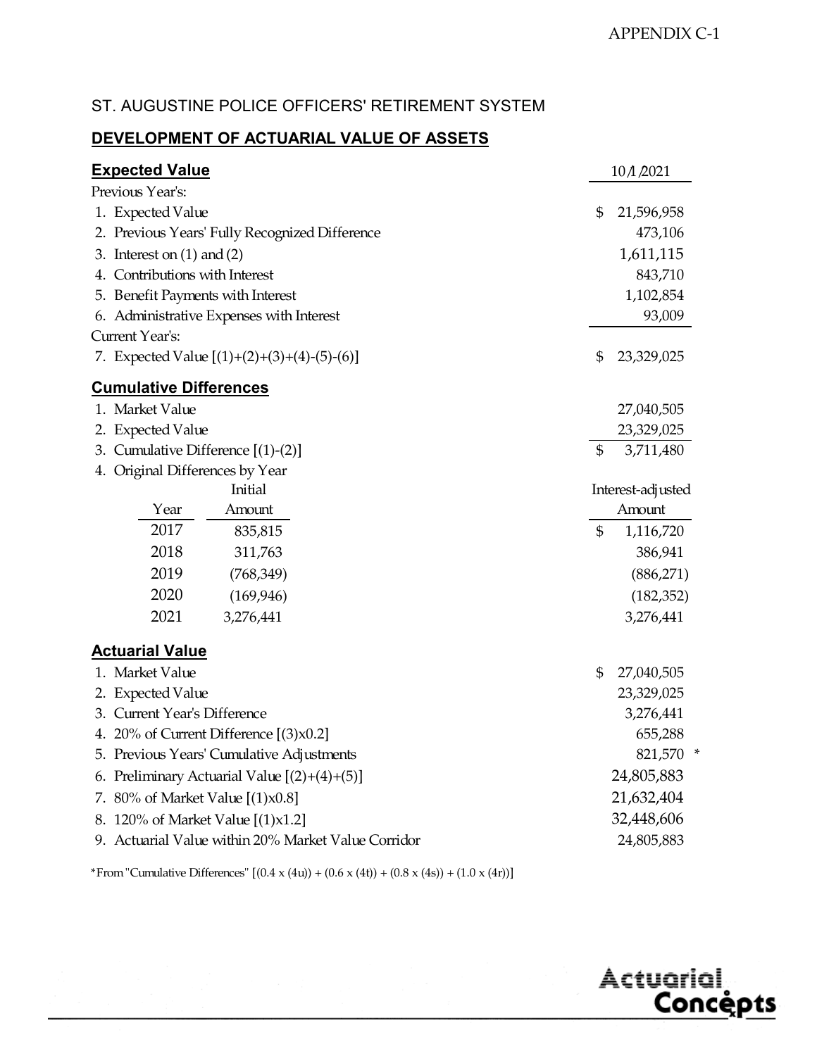APPENDIX C-1

## ST. AUGUSTINE POLICE OFFICERS' RETIREMENT SYSTEM

### DEVELOPMENT OF ACTUARIAL VALUE OF ASSETS

| **Expected Value** | 10/1/2021 |
|---|---|
| Previous Year's: | |
| 1. Expected Value | $ 21,596,958 |
| 2. Previous Years' Fully Recognized Difference | 473,106 |
| 3. Interest on (1) and (2) | 1,611,115 |
| 4. Contributions with Interest | 843,710 |
| 5. Benefit Payments with Interest | 1,102,854 |
| 6. Administrative Expenses with Interest | 93,009 |
| Current Year's: | |
| 7. Expected Value [(1)+(2)+(3)+(4)-(5)-(6)] | $ 23,329,025 |

| **Cumulative Differences** | |
|---|---|
| 1. Market Value | 27,040,505 |
| 2. Expected Value | 23,329,025 |
| 3. Cumulative Difference [(1)-(2)] | $ 3,711,480 |
| 4. Original Differences by Year | |

| Year | Initial Amount | Interest-adjusted Amount |
|---|---|---|
| 2017 | 835,815 | $ 1,116,720 |
| 2018 | 311,763 | 386,941 |
| 2019 | (768,349) | (886,271) |
| 2020 | (169,946) | (182,352) |
| 2021 | 3,276,441 | 3,276,441 |

| **Actuarial Value** | |
|---|---|
| 1. Market Value | $ 27,040,505 |
| 2. Expected Value | 23,329,025 |
| 3. Current Year's Difference | 3,276,441 |
| 4. 20% of Current Difference [(3)x0.2] | 655,288 |
| 5. Previous Years' Cumulative Adjustments | 821,570 * |
| 6. Preliminary Actuarial Value [(2)+(4)+(5)] | 24,805,883 |
| 7. 80% of Market Value [(1)x0.8] | 21,632,404 |
| 8. 120% of Market Value [(1)x1.2] | 32,448,606 |
| 9. Actuarial Value within 20% Market Value Corridor | 24,805,883 |

*From "Cumulative Differences" [(0.4 x (4u)) + (0.6 x (4t)) + (0.8 x (4s)) + (1.0 x (4r))]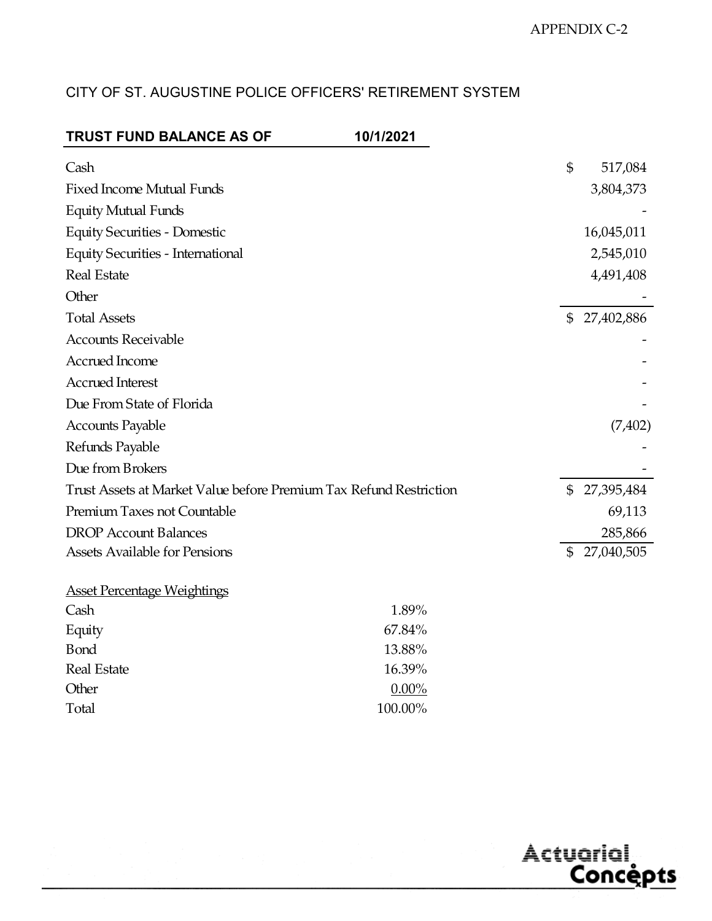APPENDIX C-2

CITY OF ST. AUGUSTINE POLICE OFFICERS' RETIREMENT SYSTEM

| **TRUST FUND BALANCE AS OF** | **10/1/2021** |
|---|---|
| Cash | $ 517,084 |
| Fixed Income Mutual Funds | 3,804,373 |
| Equity Mutual Funds | - |
| Equity Securities - Domestic | 16,045,011 |
| Equity Securities - International | 2,545,010 |
| Real Estate | 4,491,408 |
| Other | - |
| Total Assets | $ 27,402,886 |
| Accounts Receivable | - |
| Accrued Income | - |
| Accrued Interest | - |
| Due From State of Florida | - |
| Accounts Payable | (7,402) |
| Refunds Payable | - |
| Due from Brokers | - |
| Trust Assets at Market Value before Premium Tax Refund Restriction | $ 27,395,484 |
| Premium Taxes not Countable | 69,113 |
| DROP Account Balances | 285,866 |
| Assets Available for Pensions | $ 27,040,505 |

| Asset Percentage Weightings | |
|---|---|
| Cash | 1.89% |
| Equity | 67.84% |
| Bond | 13.88% |
| Real Estate | 16.39% |
| Other | 0.00% |
| Total | 100.00% |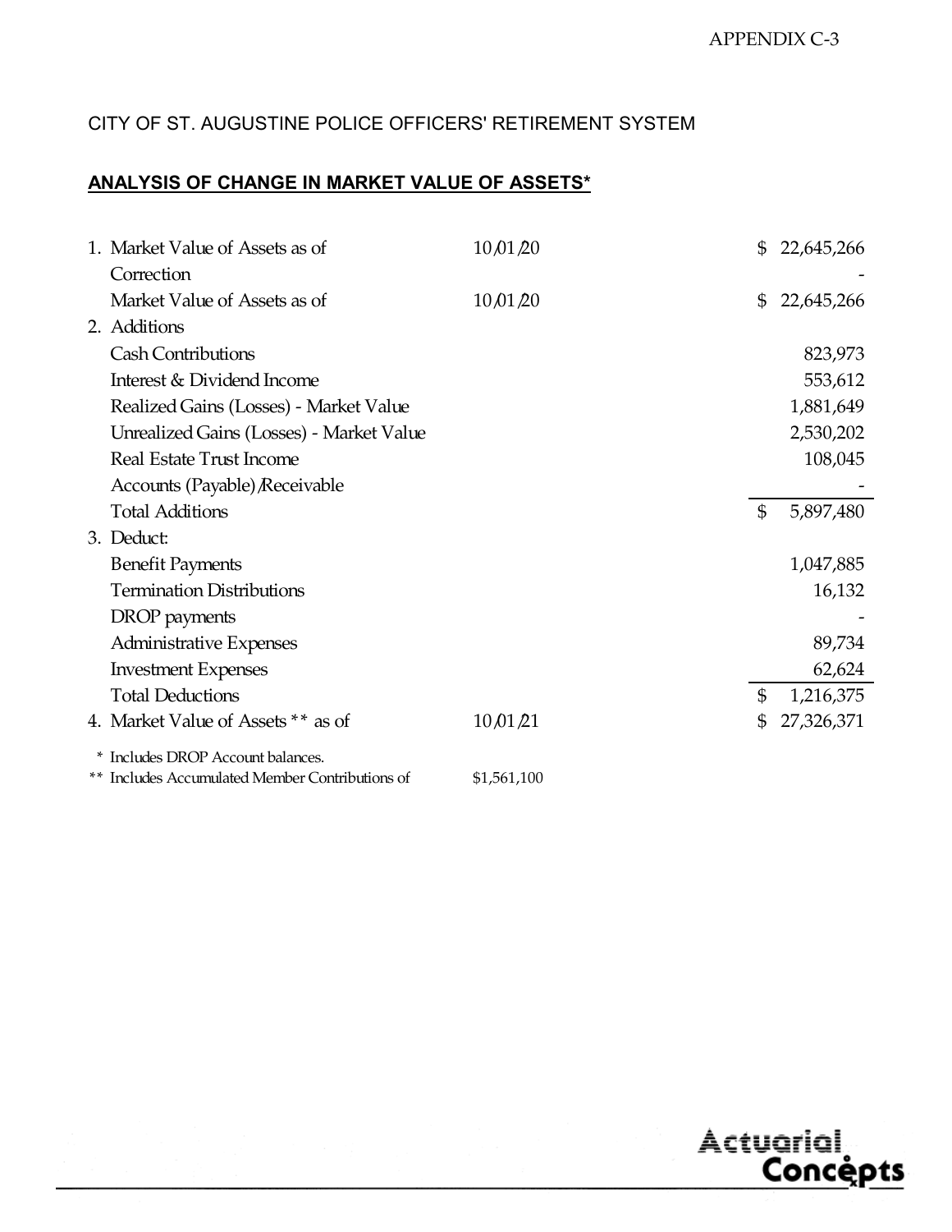APPENDIX C-3

CITY OF ST. AUGUSTINE POLICE OFFICERS' RETIREMENT SYSTEM

**ANALYSIS OF CHANGE IN MARKET VALUE OF ASSETS***

| | | |
|---|---|---|
| 1. Market Value of Assets as of | 10/01/20 | $ 22,645,266 |
| Correction | | - |
| Market Value of Assets as of | 10/01/20 | $ 22,645,266 |
| 2. Additions | | |
| Cash Contributions | | 823,973 |
| Interest & Dividend Income | | 553,612 |
| Realized Gains (Losses) - Market Value | | 1,881,649 |
| Unrealized Gains (Losses) - Market Value | | 2,530,202 |
| Real Estate Trust Income | | 108,045 |
| Accounts (Payable)/Receivable | | - |
| Total Additions | | $ 5,897,480 |
| 3. Deduct: | | |
| Benefit Payments | | 1,047,885 |
| Termination Distributions | | 16,132 |
| DROP payments | | - |
| Administrative Expenses | | 89,734 |
| Investment Expenses | | 62,624 |
| Total Deductions | | $ 1,216,375 |
| 4. Market Value of Assets ** as of | 10/01/21 | $ 27,326,371 |

\* Includes DROP Account balances.

** Includes Accumulated Member Contributions of $1,561,100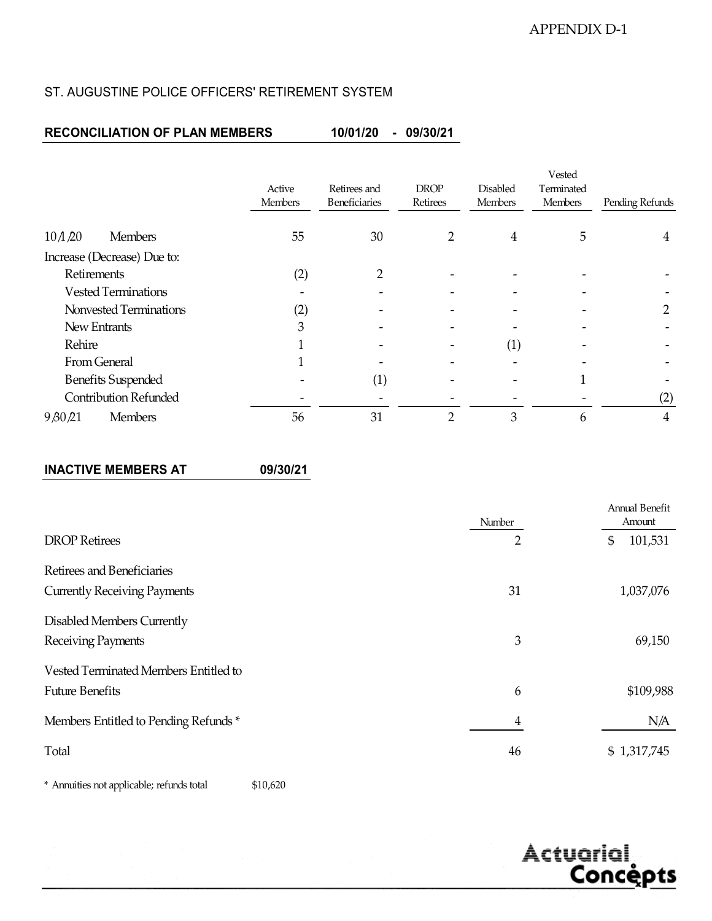APPENDIX D-1

ST. AUGUSTINE POLICE OFFICERS' RETIREMENT SYSTEM

**RECONCILIATION OF PLAN MEMBERS 10/01/20 - 09/30/21**

| | Active Members | Retirees and Beneficiaries | DROP Retirees | Disabled Members | Vested Terminated Members | Pending Refunds |
|---|---|---|---|---|---|---|
| 10/1/20 Members | 55 | 30 | 2 | 4 | 5 | 4 |
| Increase (Decrease) Due to: | | | | | | |
| Retirements | (2) | 2 | - | - | - | - |
| Vested Terminations | - | - | - | - | - | - |
| Nonvested Terminations | (2) | - | - | - | - | 2 |
| New Entrants | 3 | - | - | - | - | - |
| Rehire | 1 | - | - | (1) | - | - |
| From General | 1 | - | - | - | - | - |
| Benefits Suspended | - | (1) | - | - | 1 | - |
| Contribution Refunded | - | - | - | - | - | (2) |
| 9/30/21 Members | 56 | 31 | 2 | 3 | 6 | 4 |

**INACTIVE MEMBERS AT 09/30/21**

| | Number | Annual Benefit Amount |
|---|---|---|
| DROP Retirees | 2 | $ 101,531 |
| Retirees and Beneficiaries Currently Receiving Payments | 31 | 1,037,076 |
| Disabled Members Currently Receiving Payments | 3 | 69,150 |
| Vested Terminated Members Entitled to Future Benefits | 6 | $109,988 |
| Members Entitled to Pending Refunds * | 4 | N/A |
| Total | 46 | $ 1,317,745 |

\* Annuities not applicable; refunds total $10,620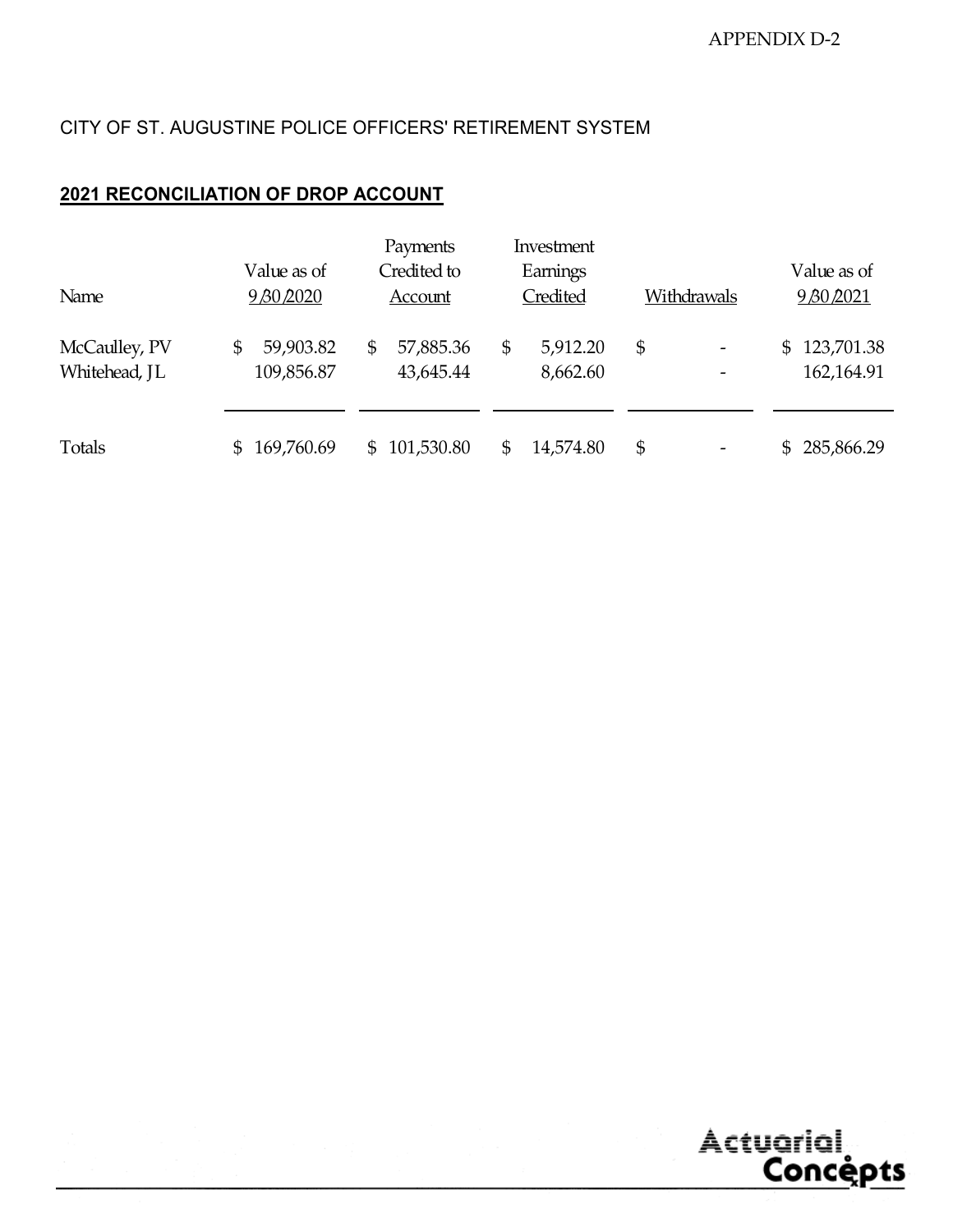APPENDIX D-2

CITY OF ST. AUGUSTINE POLICE OFFICERS' RETIREMENT SYSTEM

## **2021 RECONCILIATION OF DROP ACCOUNT**

| Name | Value as of 9/30/2020 | Payments Credited to Account | Investment Earnings Credited | Withdrawals | Value as of 9/30/2021 |
|---|---|---|---|---|---|
| McCaulley, PV | $ 59,903.82 | $ 57,885.36 | $ 5,912.20 | $ - | $ 123,701.38 |
| Whitehead, JL | 109,856.87 | 43,645.44 | 8,662.60 | - | 162,164.91 |
| Totals | $ 169,760.69 | $ 101,530.80 | $ 14,574.80 | $ - | $ 285,866.29 |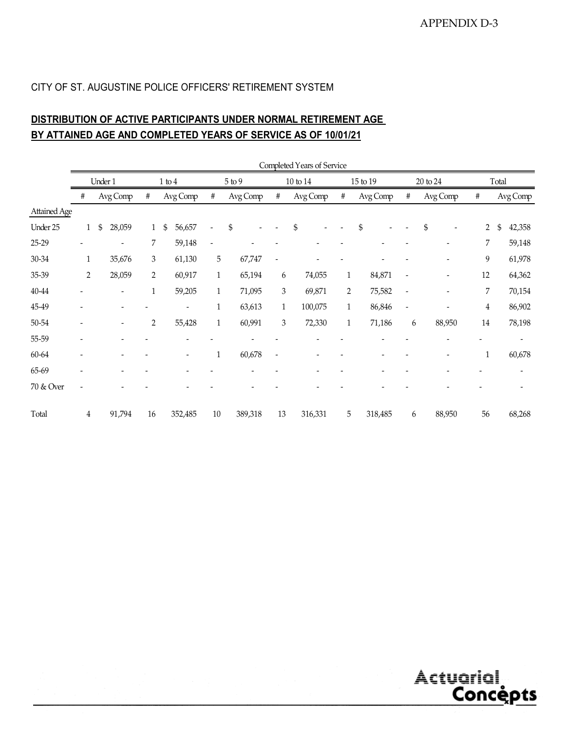CITY OF ST. AUGUSTINE POLICE OFFICERS' RETIREMENT SYSTEM

**DISTRIBUTION OF ACTIVE PARTICIPANTS UNDER NORMAL RETIREMENT AGE BY ATTAINED AGE AND COMPLETED YEARS OF SERVICE AS OF 10/01/21**

| | Completed Years of Service | | | | | | | | | | | | | |
|---|---|---|---|---|---|---|---|---|---|---|---|---|---|---|
| | Under 1 | | 1 to 4 | | 5 to 9 | | 10 to 14 | | 15 to 19 | | 20 to 24 | | Total | |
| | # | Avg Comp | # | Avg Comp | # | Avg Comp | # | Avg Comp | # | Avg Comp | # | Avg Comp | # | Avg Comp |
| Attained Age | | | | | | | | | | | | | | |
| Under 25 | 1 | $ 28,059 | 1 | $ 56,657 | - | $ - | - | $ - | - | $ - | - | $ - | 2 | $ 42,358 |
| 25-29 | - | - | 7 | 59,148 | - | - | - | - | - | - | - | - | 7 | 59,148 |
| 30-34 | 1 | 35,676 | 3 | 61,130 | 5 | 67,747 | - | - | - | - | - | - | 9 | 61,978 |
| 35-39 | 2 | 28,059 | 2 | 60,917 | 1 | 65,194 | 6 | 74,055 | 1 | 84,871 | - | - | 12 | 64,362 |
| 40-44 | - | - | 1 | 59,205 | 1 | 71,095 | 3 | 69,871 | 2 | 75,582 | - | - | 7 | 70,154 |
| 45-49 | - | - | - | - | 1 | 63,613 | 1 | 100,075 | 1 | 86,846 | - | - | 4 | 86,902 |
| 50-54 | - | - | 2 | 55,428 | 1 | 60,991 | 3 | 72,330 | 1 | 71,186 | 6 | 88,950 | 14 | 78,198 |
| 55-59 | - | - | - | - | - | - | - | - | - | - | - | - | - | - |
| 60-64 | - | - | - | - | 1 | 60,678 | - | - | - | - | - | - | 1 | 60,678 |
| 65-69 | - | - | - | - | - | - | - | - | - | - | - | - | - | - |
| 70 & Over | - | - | - | - | - | - | - | - | - | - | - | - | - | - |
| Total | 4 | 91,794 | 16 | 352,485 | 10 | 389,318 | 13 | 316,331 | 5 | 318,485 | 6 | 88,950 | 56 | 68,268 |